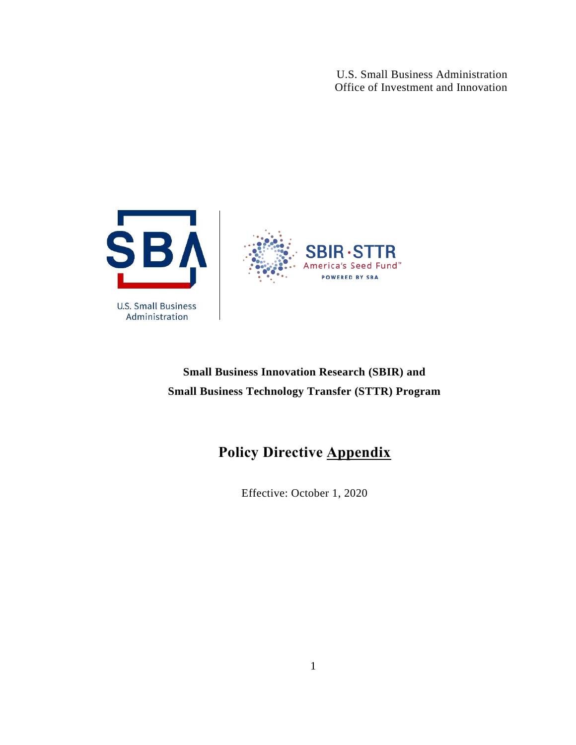U.S. Small Business Administration
Office of Investment and Innovation

U.S. Small Business Administration

SBIR · STTR
America's Seed Fund™
POWERED BY SBA

**Small Business Innovation Research (SBIR) and**
**Small Business Technology Transfer (STTR) Program**

# Policy Directive Appendix

Effective: October 1, 2020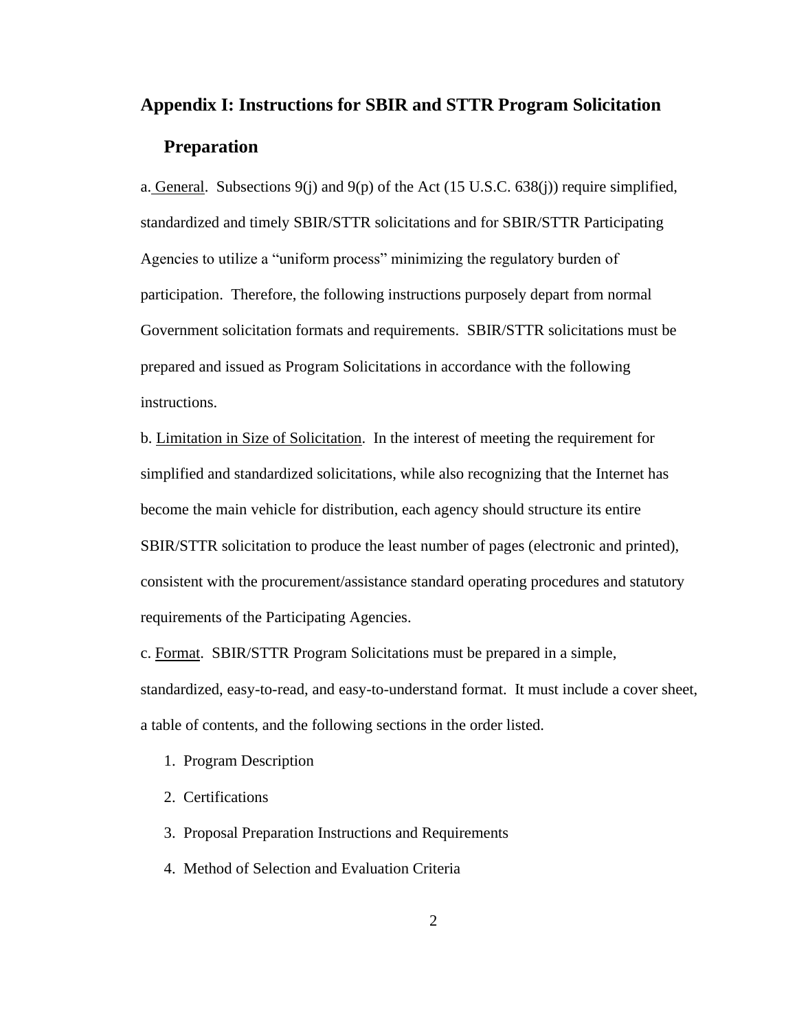## Appendix I: Instructions for SBIR and STTR Program Solicitation Preparation

a. General. Subsections 9(j) and 9(p) of the Act (15 U.S.C. 638(j)) require simplified, standardized and timely SBIR/STTR solicitations and for SBIR/STTR Participating Agencies to utilize a "uniform process" minimizing the regulatory burden of participation. Therefore, the following instructions purposely depart from normal Government solicitation formats and requirements. SBIR/STTR solicitations must be prepared and issued as Program Solicitations in accordance with the following instructions.

b. Limitation in Size of Solicitation. In the interest of meeting the requirement for simplified and standardized solicitations, while also recognizing that the Internet has become the main vehicle for distribution, each agency should structure its entire SBIR/STTR solicitation to produce the least number of pages (electronic and printed), consistent with the procurement/assistance standard operating procedures and statutory requirements of the Participating Agencies.

c. Format. SBIR/STTR Program Solicitations must be prepared in a simple, standardized, easy-to-read, and easy-to-understand format. It must include a cover sheet, a table of contents, and the following sections in the order listed.

1. Program Description
2. Certifications
3. Proposal Preparation Instructions and Requirements
4. Method of Selection and Evaluation Criteria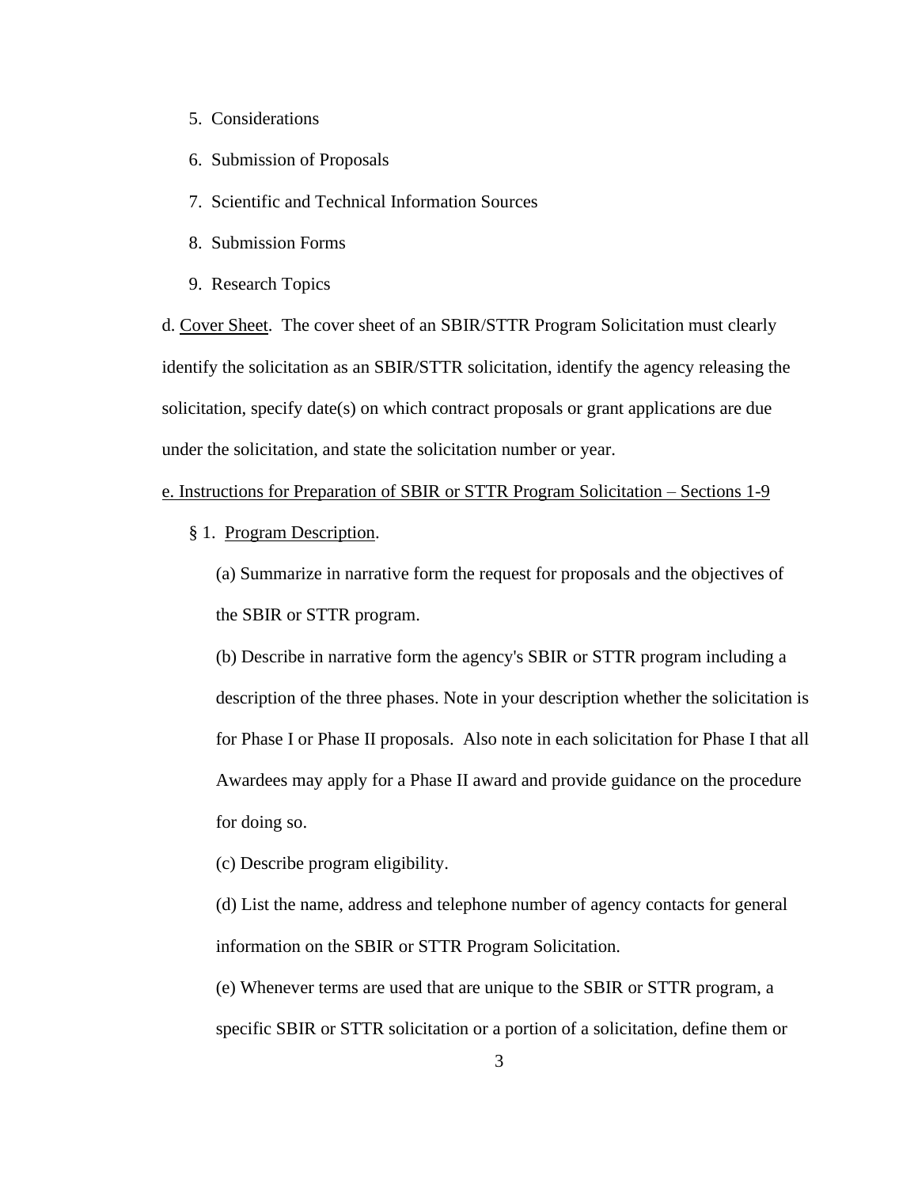5. Considerations

6. Submission of Proposals

7. Scientific and Technical Information Sources

8. Submission Forms

9. Research Topics

d. Cover Sheet. The cover sheet of an SBIR/STTR Program Solicitation must clearly identify the solicitation as an SBIR/STTR solicitation, identify the agency releasing the solicitation, specify date(s) on which contract proposals or grant applications are due under the solicitation, and state the solicitation number or year.

e. Instructions for Preparation of SBIR or STTR Program Solicitation – Sections 1-9

§ 1. Program Description.

(a) Summarize in narrative form the request for proposals and the objectives of the SBIR or STTR program.

(b) Describe in narrative form the agency's SBIR or STTR program including a description of the three phases. Note in your description whether the solicitation is for Phase I or Phase II proposals. Also note in each solicitation for Phase I that all Awardees may apply for a Phase II award and provide guidance on the procedure for doing so.

(c) Describe program eligibility.

(d) List the name, address and telephone number of agency contacts for general information on the SBIR or STTR Program Solicitation.

(e) Whenever terms are used that are unique to the SBIR or STTR program, a specific SBIR or STTR solicitation or a portion of a solicitation, define them or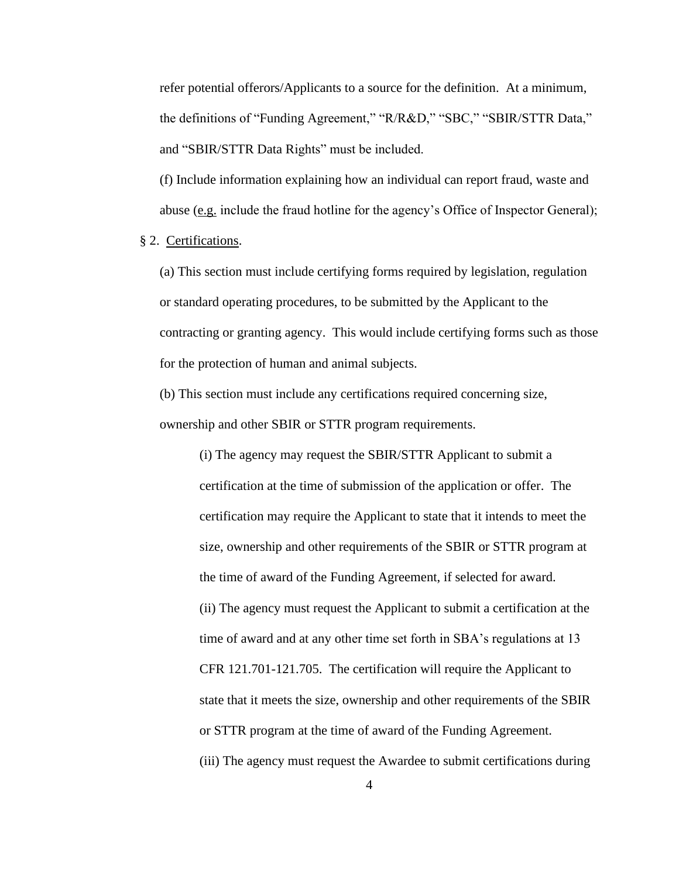refer potential offerors/Applicants to a source for the definition. At a minimum, the definitions of "Funding Agreement," "R/R&D," "SBC," "SBIR/STTR Data," and "SBIR/STTR Data Rights" must be included.

(f) Include information explaining how an individual can report fraud, waste and abuse (e.g. include the fraud hotline for the agency's Office of Inspector General);

§ 2. Certifications.

(a) This section must include certifying forms required by legislation, regulation or standard operating procedures, to be submitted by the Applicant to the contracting or granting agency. This would include certifying forms such as those for the protection of human and animal subjects.

(b) This section must include any certifications required concerning size, ownership and other SBIR or STTR program requirements.

(i) The agency may request the SBIR/STTR Applicant to submit a certification at the time of submission of the application or offer. The certification may require the Applicant to state that it intends to meet the size, ownership and other requirements of the SBIR or STTR program at the time of award of the Funding Agreement, if selected for award.

(ii) The agency must request the Applicant to submit a certification at the time of award and at any other time set forth in SBA's regulations at 13 CFR 121.701-121.705. The certification will require the Applicant to state that it meets the size, ownership and other requirements of the SBIR or STTR program at the time of award of the Funding Agreement.

(iii) The agency must request the Awardee to submit certifications during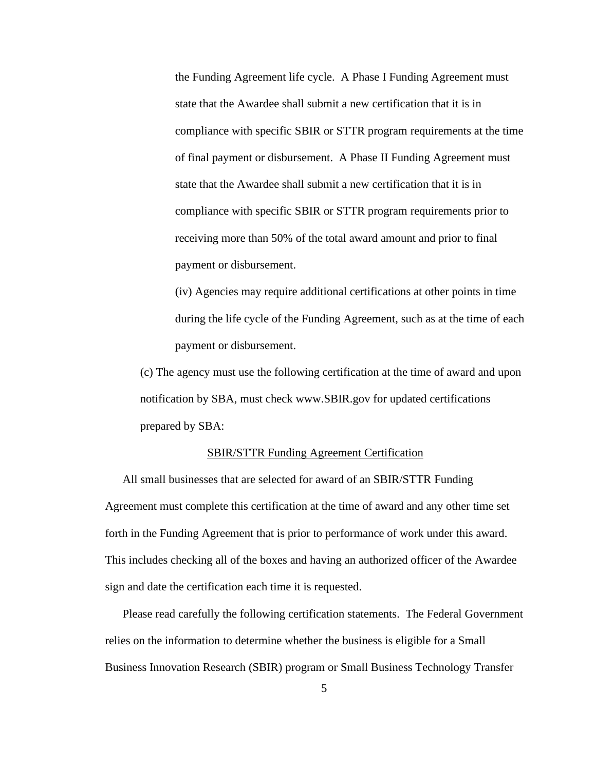the Funding Agreement life cycle. A Phase I Funding Agreement must state that the Awardee shall submit a new certification that it is in compliance with specific SBIR or STTR program requirements at the time of final payment or disbursement. A Phase II Funding Agreement must state that the Awardee shall submit a new certification that it is in compliance with specific SBIR or STTR program requirements prior to receiving more than 50% of the total award amount and prior to final payment or disbursement.

(iv) Agencies may require additional certifications at other points in time during the life cycle of the Funding Agreement, such as at the time of each payment or disbursement.

(c) The agency must use the following certification at the time of award and upon notification by SBA, must check www.SBIR.gov for updated certifications prepared by SBA:

<u>SBIR/STTR Funding Agreement Certification</u>

All small businesses that are selected for award of an SBIR/STTR Funding Agreement must complete this certification at the time of award and any other time set forth in the Funding Agreement that is prior to performance of work under this award. This includes checking all of the boxes and having an authorized officer of the Awardee sign and date the certification each time it is requested.

Please read carefully the following certification statements. The Federal Government relies on the information to determine whether the business is eligible for a Small Business Innovation Research (SBIR) program or Small Business Technology Transfer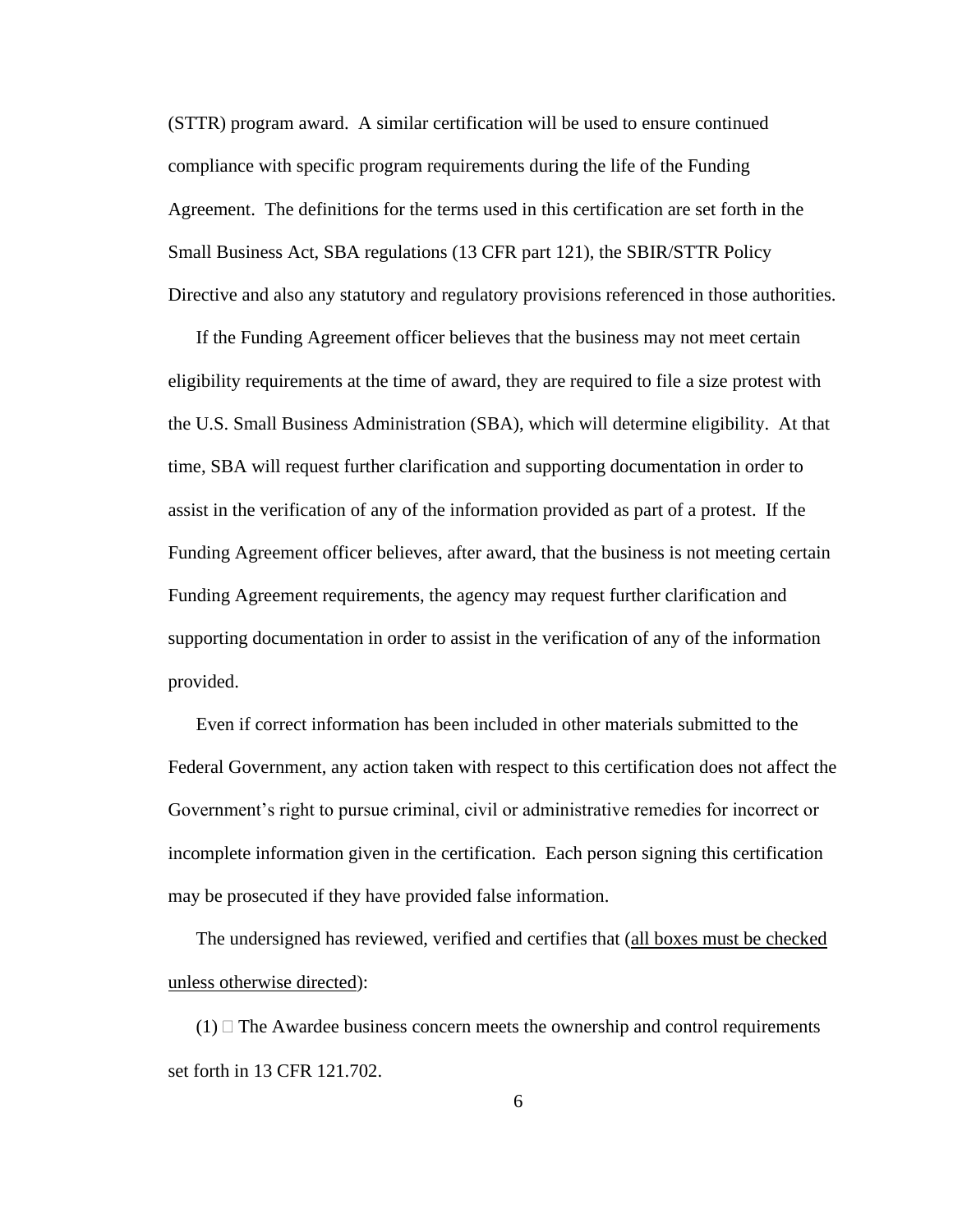(STTR) program award. A similar certification will be used to ensure continued compliance with specific program requirements during the life of the Funding Agreement. The definitions for the terms used in this certification are set forth in the Small Business Act, SBA regulations (13 CFR part 121), the SBIR/STTR Policy Directive and also any statutory and regulatory provisions referenced in those authorities.

If the Funding Agreement officer believes that the business may not meet certain eligibility requirements at the time of award, they are required to file a size protest with the U.S. Small Business Administration (SBA), which will determine eligibility. At that time, SBA will request further clarification and supporting documentation in order to assist in the verification of any of the information provided as part of a protest. If the Funding Agreement officer believes, after award, that the business is not meeting certain Funding Agreement requirements, the agency may request further clarification and supporting documentation in order to assist in the verification of any of the information provided.

Even if correct information has been included in other materials submitted to the Federal Government, any action taken with respect to this certification does not affect the Government's right to pursue criminal, civil or administrative remedies for incorrect or incomplete information given in the certification. Each person signing this certification may be prosecuted if they have provided false information.

The undersigned has reviewed, verified and certifies that (<u>all boxes must be checked unless otherwise directed</u>):

(1) ☐ The Awardee business concern meets the ownership and control requirements set forth in 13 CFR 121.702.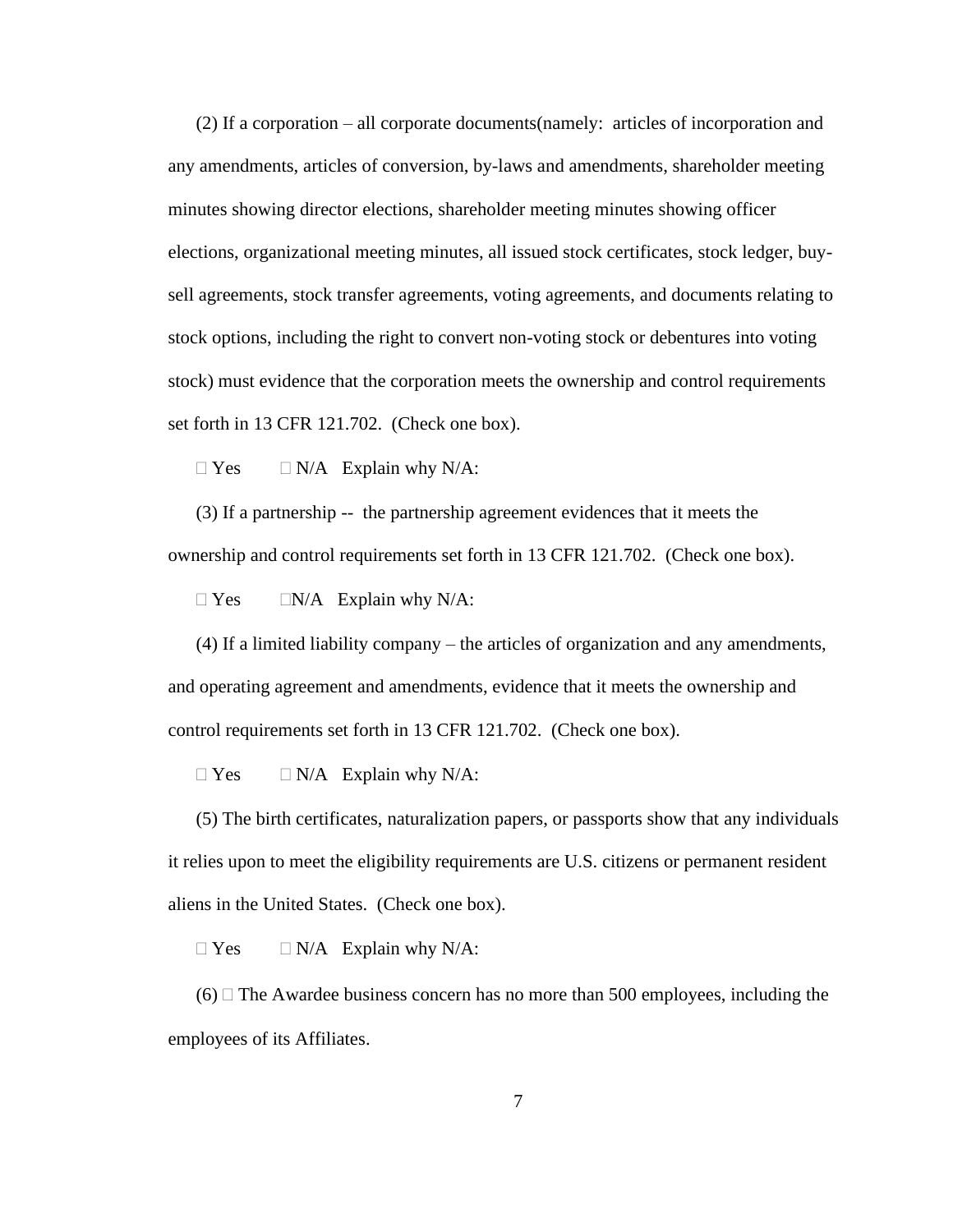(2) If a corporation – all corporate documents(namely: articles of incorporation and any amendments, articles of conversion, by-laws and amendments, shareholder meeting minutes showing director elections, shareholder meeting minutes showing officer elections, organizational meeting minutes, all issued stock certificates, stock ledger, buy-sell agreements, stock transfer agreements, voting agreements, and documents relating to stock options, including the right to convert non-voting stock or debentures into voting stock) must evidence that the corporation meets the ownership and control requirements set forth in 13 CFR 121.702. (Check one box).

☐ Yes ☐ N/A Explain why N/A:

(3) If a partnership -- the partnership agreement evidences that it meets the ownership and control requirements set forth in 13 CFR 121.702. (Check one box).

☐ Yes ☐N/A Explain why N/A:

(4) If a limited liability company – the articles of organization and any amendments, and operating agreement and amendments, evidence that it meets the ownership and control requirements set forth in 13 CFR 121.702. (Check one box).

☐ Yes ☐ N/A Explain why N/A:

(5) The birth certificates, naturalization papers, or passports show that any individuals it relies upon to meet the eligibility requirements are U.S. citizens or permanent resident aliens in the United States. (Check one box).

☐ Yes ☐ N/A Explain why N/A:

(6) ☐ The Awardee business concern has no more than 500 employees, including the employees of its Affiliates.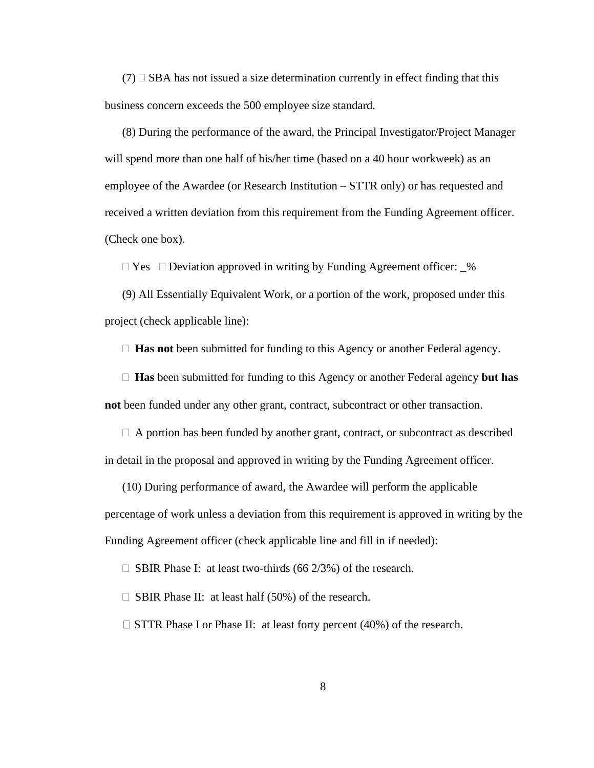(7) ☐ SBA has not issued a size determination currently in effect finding that this business concern exceeds the 500 employee size standard.

(8) During the performance of the award, the Principal Investigator/Project Manager will spend more than one half of his/her time (based on a 40 hour workweek) as an employee of the Awardee (or Research Institution – STTR only) or has requested and received a written deviation from this requirement from the Funding Agreement officer. (Check one box).

☐ Yes ☐ Deviation approved in writing by Funding Agreement officer: _%

(9) All Essentially Equivalent Work, or a portion of the work, proposed under this project (check applicable line):

☐ **Has not** been submitted for funding to this Agency or another Federal agency.

☐ **Has** been submitted for funding to this Agency or another Federal agency **but has not** been funded under any other grant, contract, subcontract or other transaction.

☐ A portion has been funded by another grant, contract, or subcontract as described in detail in the proposal and approved in writing by the Funding Agreement officer.

(10) During performance of award, the Awardee will perform the applicable percentage of work unless a deviation from this requirement is approved in writing by the Funding Agreement officer (check applicable line and fill in if needed):

☐ SBIR Phase I: at least two-thirds (66 2/3%) of the research.

☐ SBIR Phase II: at least half (50%) of the research.

☐ STTR Phase I or Phase II: at least forty percent (40%) of the research.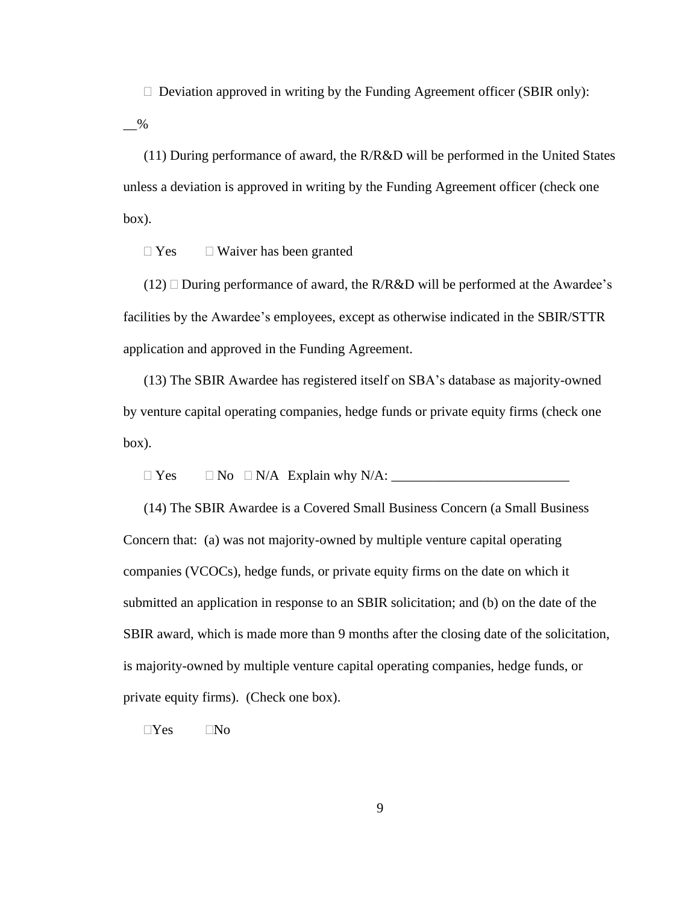☐ Deviation approved in writing by the Funding Agreement officer (SBIR only): __%

(11) During performance of award, the R/R&D will be performed in the United States unless a deviation is approved in writing by the Funding Agreement officer (check one box).

☐ Yes ☐ Waiver has been granted

(12) ☐ During performance of award, the R/R&D will be performed at the Awardee's facilities by the Awardee's employees, except as otherwise indicated in the SBIR/STTR application and approved in the Funding Agreement.

(13) The SBIR Awardee has registered itself on SBA's database as majority-owned by venture capital operating companies, hedge funds or private equity firms (check one box).

☐ Yes ☐ No ☐ N/A Explain why N/A: __________________________

(14) The SBIR Awardee is a Covered Small Business Concern (a Small Business Concern that: (a) was not majority-owned by multiple venture capital operating companies (VCOCs), hedge funds, or private equity firms on the date on which it submitted an application in response to an SBIR solicitation; and (b) on the date of the SBIR award, which is made more than 9 months after the closing date of the solicitation, is majority-owned by multiple venture capital operating companies, hedge funds, or private equity firms). (Check one box).

☐Yes ☐No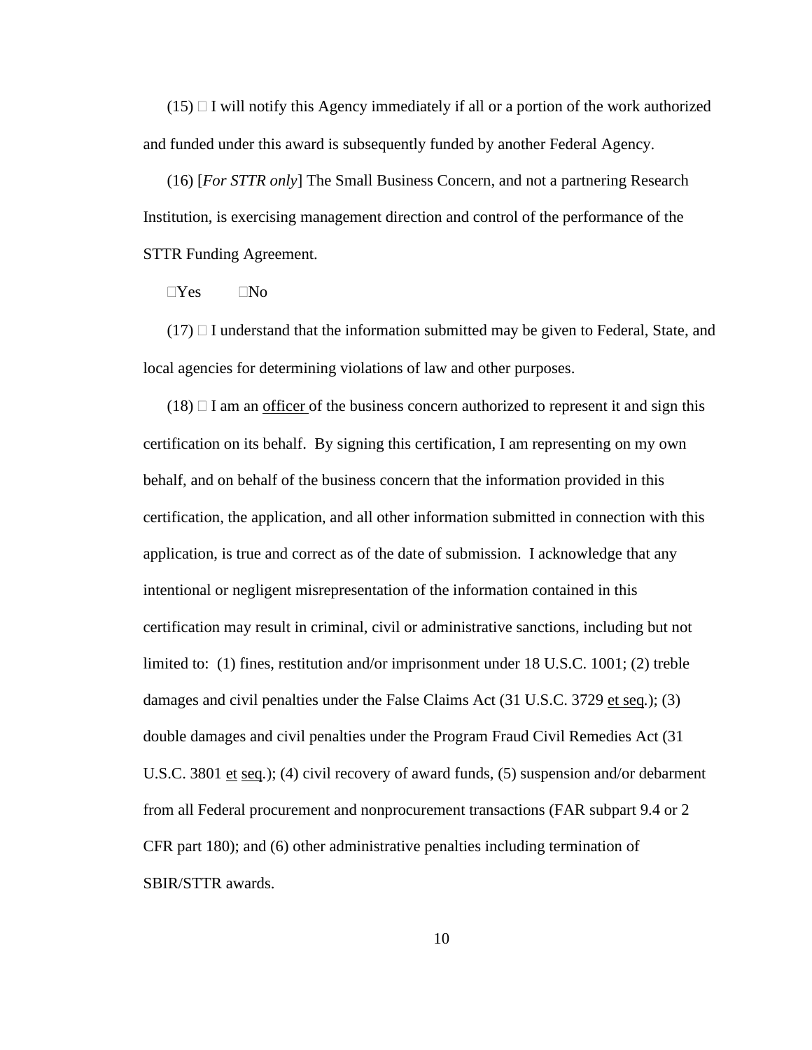(15) ☐ I will notify this Agency immediately if all or a portion of the work authorized and funded under this award is subsequently funded by another Federal Agency.

(16) [*For STTR only*] The Small Business Concern, and not a partnering Research Institution, is exercising management direction and control of the performance of the STTR Funding Agreement.

☐Yes ☐No

(17) ☐ I understand that the information submitted may be given to Federal, State, and local agencies for determining violations of law and other purposes.

(18) ☐ I am an <u>officer</u> of the business concern authorized to represent it and sign this certification on its behalf. By signing this certification, I am representing on my own behalf, and on behalf of the business concern that the information provided in this certification, the application, and all other information submitted in connection with this application, is true and correct as of the date of submission. I acknowledge that any intentional or negligent misrepresentation of the information contained in this certification may result in criminal, civil or administrative sanctions, including but not limited to: (1) fines, restitution and/or imprisonment under 18 U.S.C. 1001; (2) treble damages and civil penalties under the False Claims Act (31 U.S.C. 3729 <u>et seq</u>.); (3) double damages and civil penalties under the Program Fraud Civil Remedies Act (31 U.S.C. 3801 <u>et</u> <u>seq</u>.); (4) civil recovery of award funds, (5) suspension and/or debarment from all Federal procurement and nonprocurement transactions (FAR subpart 9.4 or 2 CFR part 180); and (6) other administrative penalties including termination of SBIR/STTR awards.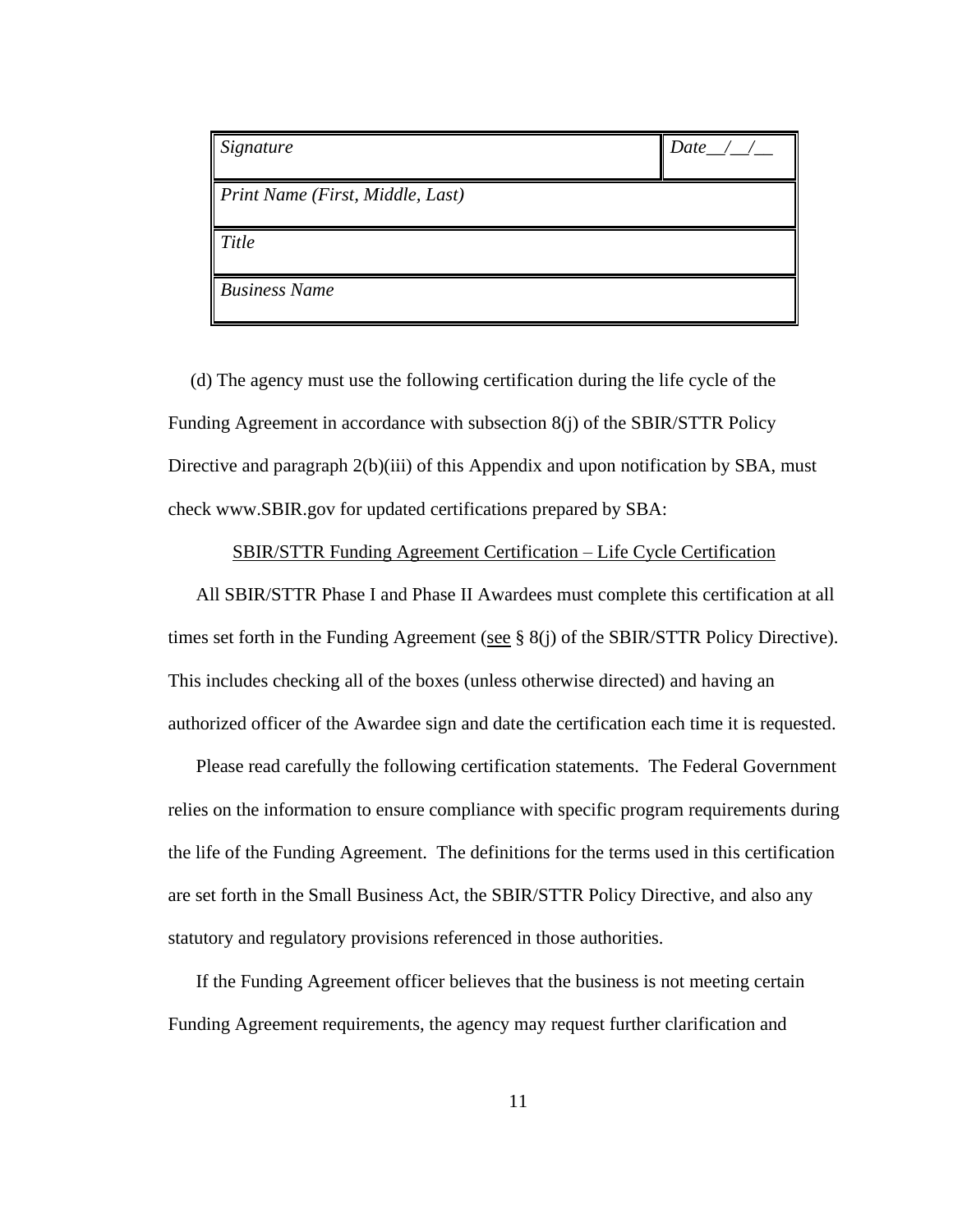| *Signature* | *Date__/__/__* |
|---|---|
| *Print Name (First, Middle, Last)* | |
| *Title* | |
| *Business Name* | |

(d) The agency must use the following certification during the life cycle of the Funding Agreement in accordance with subsection 8(j) of the SBIR/STTR Policy Directive and paragraph 2(b)(iii) of this Appendix and upon notification by SBA, must check www.SBIR.gov for updated certifications prepared by SBA:

SBIR/STTR Funding Agreement Certification – Life Cycle Certification

All SBIR/STTR Phase I and Phase II Awardees must complete this certification at all times set forth in the Funding Agreement (see § 8(j) of the SBIR/STTR Policy Directive). This includes checking all of the boxes (unless otherwise directed) and having an authorized officer of the Awardee sign and date the certification each time it is requested.

Please read carefully the following certification statements. The Federal Government relies on the information to ensure compliance with specific program requirements during the life of the Funding Agreement. The definitions for the terms used in this certification are set forth in the Small Business Act, the SBIR/STTR Policy Directive, and also any statutory and regulatory provisions referenced in those authorities.

If the Funding Agreement officer believes that the business is not meeting certain Funding Agreement requirements, the agency may request further clarification and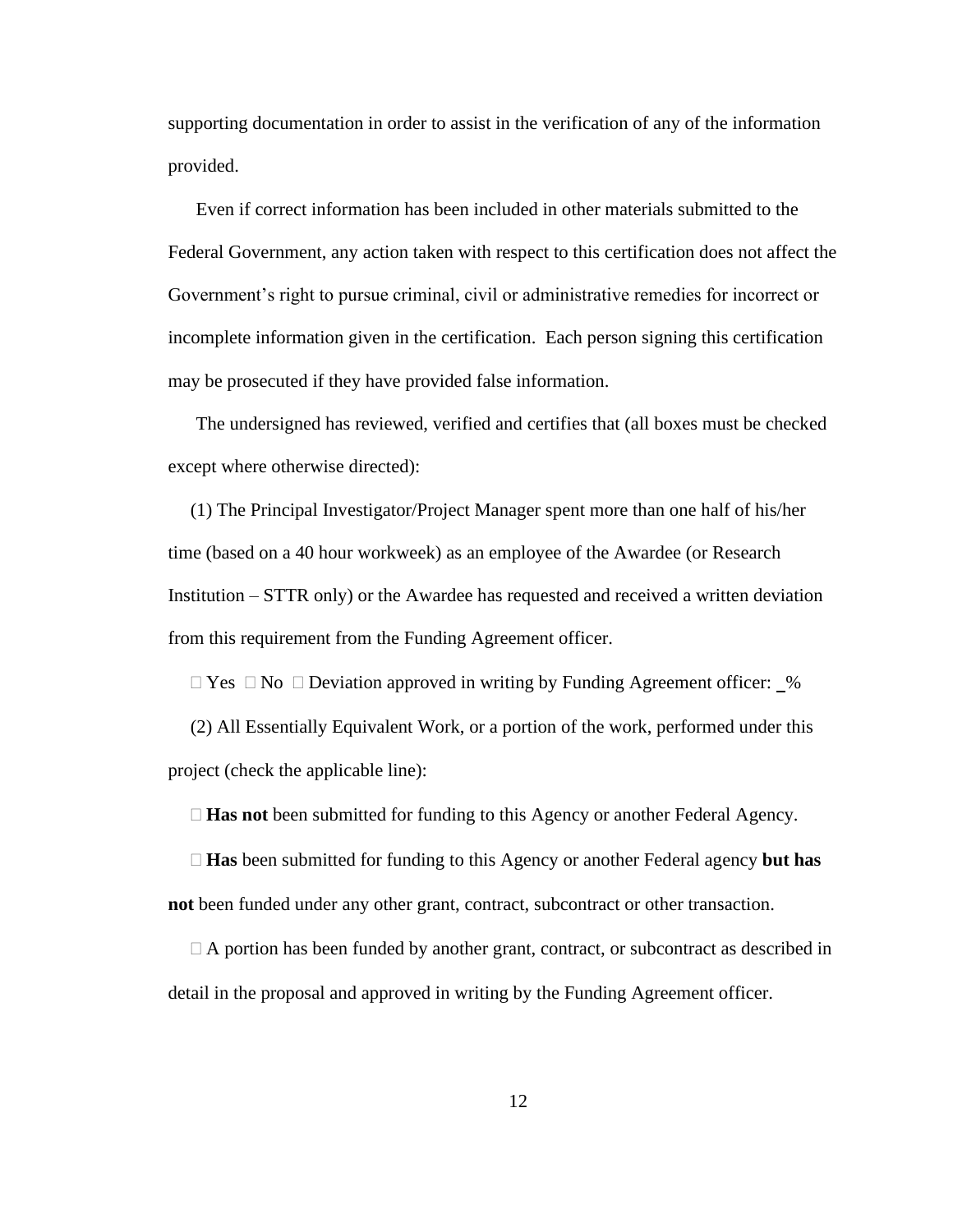supporting documentation in order to assist in the verification of any of the information provided.

Even if correct information has been included in other materials submitted to the Federal Government, any action taken with respect to this certification does not affect the Government's right to pursue criminal, civil or administrative remedies for incorrect or incomplete information given in the certification. Each person signing this certification may be prosecuted if they have provided false information.

The undersigned has reviewed, verified and certifies that (all boxes must be checked except where otherwise directed):

(1) The Principal Investigator/Project Manager spent more than one half of his/her time (based on a 40 hour workweek) as an employee of the Awardee (or Research Institution – STTR only) or the Awardee has requested and received a written deviation from this requirement from the Funding Agreement officer.

☐ Yes ☐ No ☐ Deviation approved in writing by Funding Agreement officer: _%

(2) All Essentially Equivalent Work, or a portion of the work, performed under this project (check the applicable line):

☐ **Has not** been submitted for funding to this Agency or another Federal Agency.

☐ **Has** been submitted for funding to this Agency or another Federal agency **but has not** been funded under any other grant, contract, subcontract or other transaction.

☐ A portion has been funded by another grant, contract, or subcontract as described in detail in the proposal and approved in writing by the Funding Agreement officer.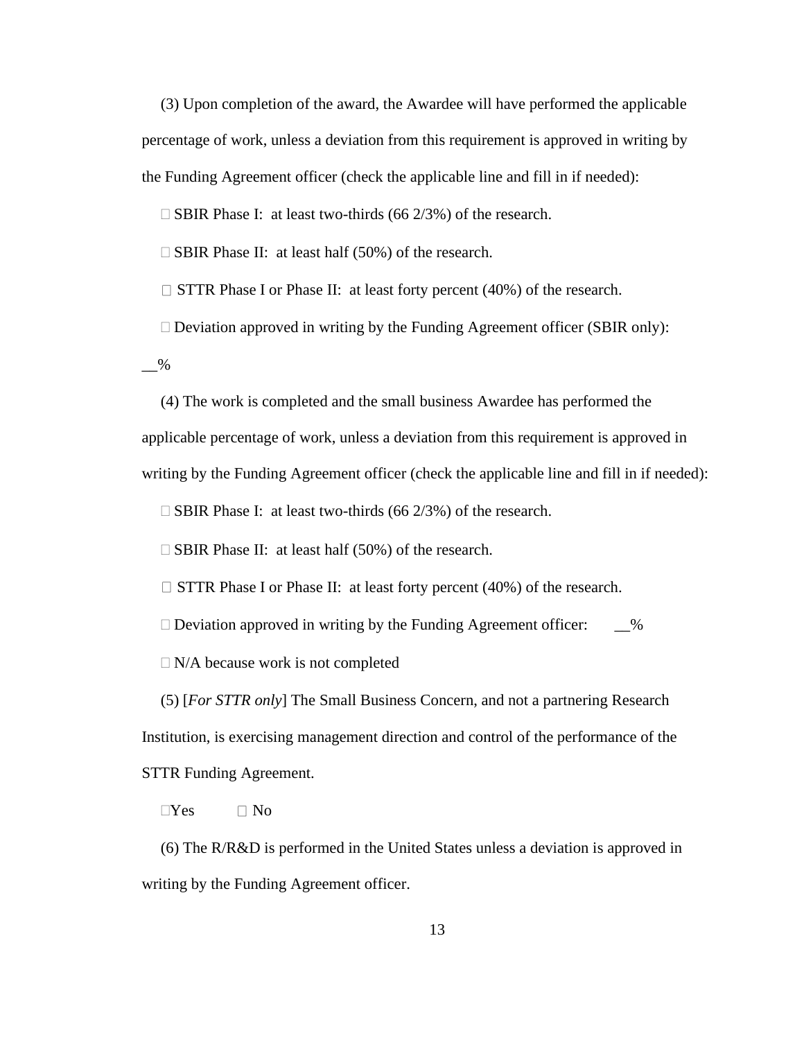(3) Upon completion of the award, the Awardee will have performed the applicable percentage of work, unless a deviation from this requirement is approved in writing by the Funding Agreement officer (check the applicable line and fill in if needed):

☐ SBIR Phase I: at least two-thirds (66 2/3%) of the research.

☐ SBIR Phase II: at least half (50%) of the research.

☐ STTR Phase I or Phase II: at least forty percent (40%) of the research.

☐ Deviation approved in writing by the Funding Agreement officer (SBIR only): __%

(4) The work is completed and the small business Awardee has performed the applicable percentage of work, unless a deviation from this requirement is approved in writing by the Funding Agreement officer (check the applicable line and fill in if needed):

☐ SBIR Phase I: at least two-thirds (66 2/3%) of the research.

☐ SBIR Phase II: at least half (50%) of the research.

☐ STTR Phase I or Phase II: at least forty percent (40%) of the research.

☐ Deviation approved in writing by the Funding Agreement officer: __%

☐ N/A because work is not completed

(5) [*For STTR only*] The Small Business Concern, and not a partnering Research Institution, is exercising management direction and control of the performance of the STTR Funding Agreement.

☐Yes ☐ No

(6) The R/R&D is performed in the United States unless a deviation is approved in writing by the Funding Agreement officer.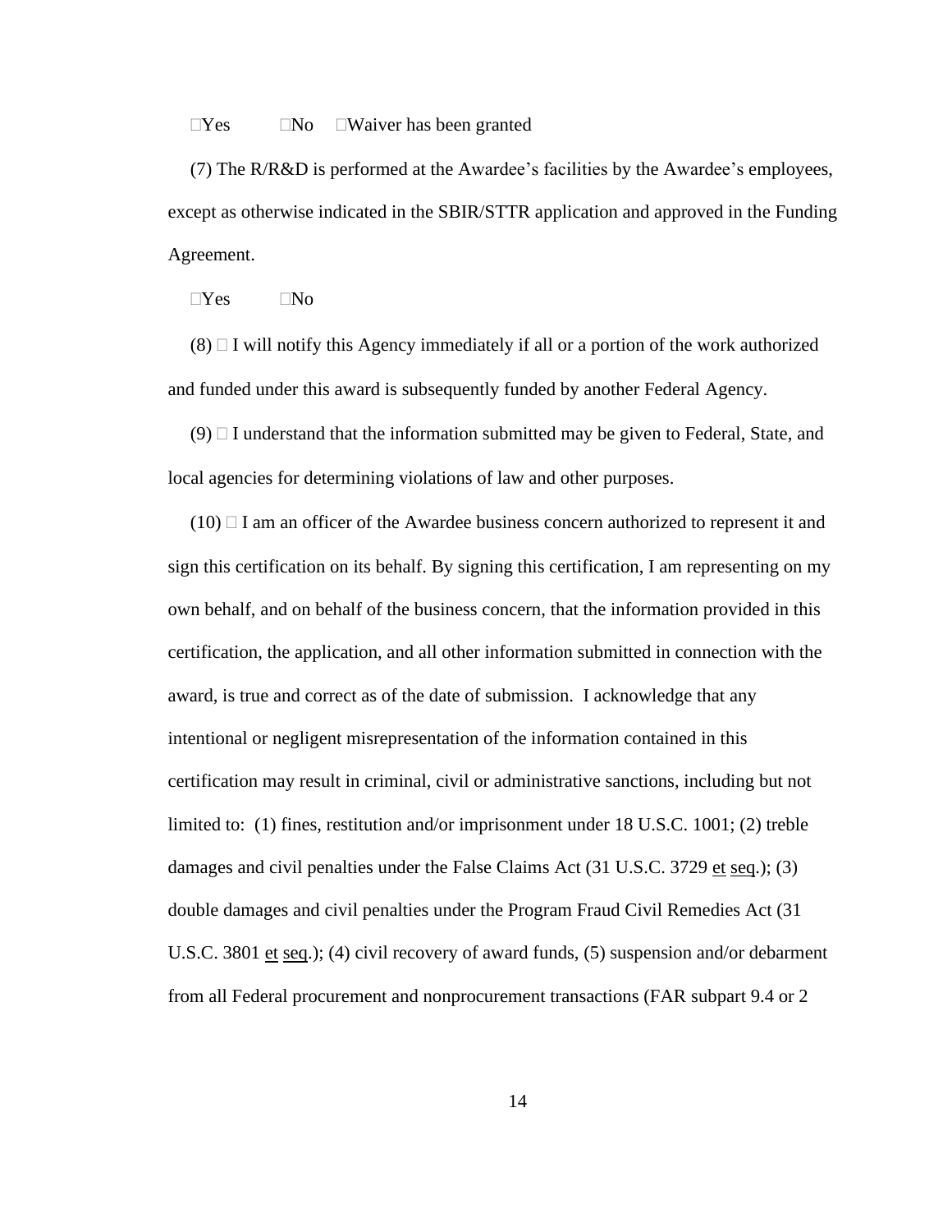☐Yes ☐No ☐Waiver has been granted

(7) The R/R&D is performed at the Awardee's facilities by the Awardee's employees, except as otherwise indicated in the SBIR/STTR application and approved in the Funding Agreement.

☐Yes ☐No

(8) ☐ I will notify this Agency immediately if all or a portion of the work authorized and funded under this award is subsequently funded by another Federal Agency.

(9) ☐ I understand that the information submitted may be given to Federal, State, and local agencies for determining violations of law and other purposes.

(10) ☐ I am an officer of the Awardee business concern authorized to represent it and sign this certification on its behalf. By signing this certification, I am representing on my own behalf, and on behalf of the business concern, that the information provided in this certification, the application, and all other information submitted in connection with the award, is true and correct as of the date of submission. I acknowledge that any intentional or negligent misrepresentation of the information contained in this certification may result in criminal, civil or administrative sanctions, including but not limited to: (1) fines, restitution and/or imprisonment under 18 U.S.C. 1001; (2) treble damages and civil penalties under the False Claims Act (31 U.S.C. 3729 et seq.); (3) double damages and civil penalties under the Program Fraud Civil Remedies Act (31 U.S.C. 3801 et seq.); (4) civil recovery of award funds, (5) suspension and/or debarment from all Federal procurement and nonprocurement transactions (FAR subpart 9.4 or 2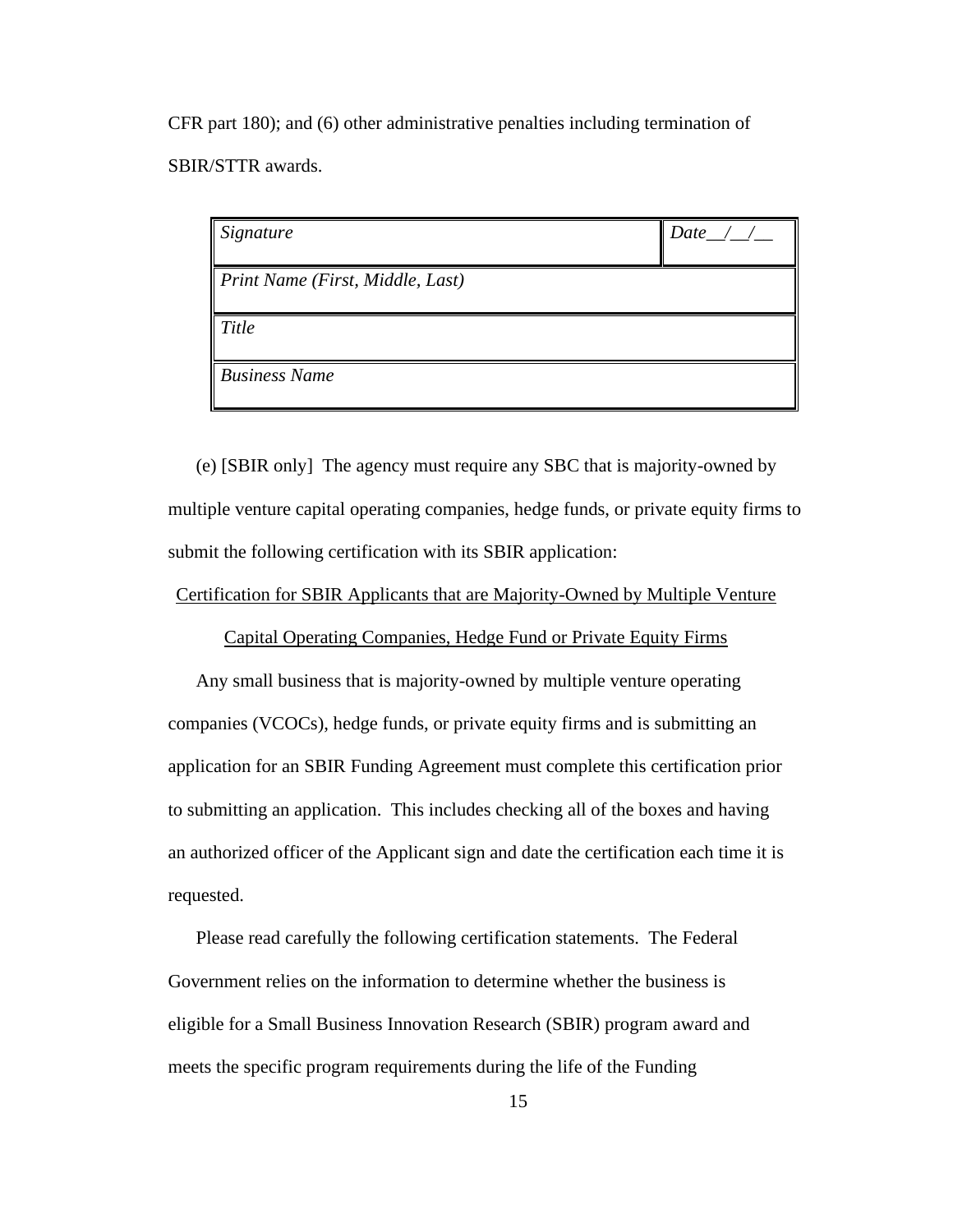CFR part 180); and (6) other administrative penalties including termination of SBIR/STTR awards.

| *Signature* | *Date\_\_/\_\_/\_\_* |
|---|---|
| *Print Name (First, Middle, Last)* | |
| *Title* | |
| *Business Name* | |

(e) [SBIR only] The agency must require any SBC that is majority-owned by multiple venture capital operating companies, hedge funds, or private equity firms to submit the following certification with its SBIR application:

<u>Certification for SBIR Applicants that are Majority-Owned by Multiple Venture Capital Operating Companies, Hedge Fund or Private Equity Firms</u>

Any small business that is majority-owned by multiple venture operating companies (VCOCs), hedge funds, or private equity firms and is submitting an application for an SBIR Funding Agreement must complete this certification prior to submitting an application. This includes checking all of the boxes and having an authorized officer of the Applicant sign and date the certification each time it is requested.

Please read carefully the following certification statements. The Federal Government relies on the information to determine whether the business is eligible for a Small Business Innovation Research (SBIR) program award and meets the specific program requirements during the life of the Funding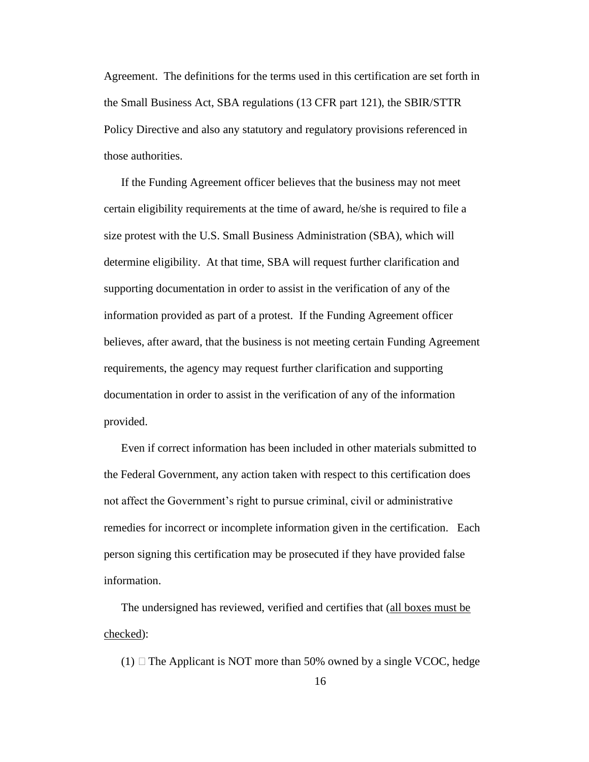Agreement. The definitions for the terms used in this certification are set forth in the Small Business Act, SBA regulations (13 CFR part 121), the SBIR/STTR Policy Directive and also any statutory and regulatory provisions referenced in those authorities.

If the Funding Agreement officer believes that the business may not meet certain eligibility requirements at the time of award, he/she is required to file a size protest with the U.S. Small Business Administration (SBA), which will determine eligibility. At that time, SBA will request further clarification and supporting documentation in order to assist in the verification of any of the information provided as part of a protest. If the Funding Agreement officer believes, after award, that the business is not meeting certain Funding Agreement requirements, the agency may request further clarification and supporting documentation in order to assist in the verification of any of the information provided.

Even if correct information has been included in other materials submitted to the Federal Government, any action taken with respect to this certification does not affect the Government's right to pursue criminal, civil or administrative remedies for incorrect or incomplete information given in the certification. Each person signing this certification may be prosecuted if they have provided false information.

The undersigned has reviewed, verified and certifies that (<u>all boxes must be checked</u>):

(1) ☐ The Applicant is NOT more than 50% owned by a single VCOC, hedge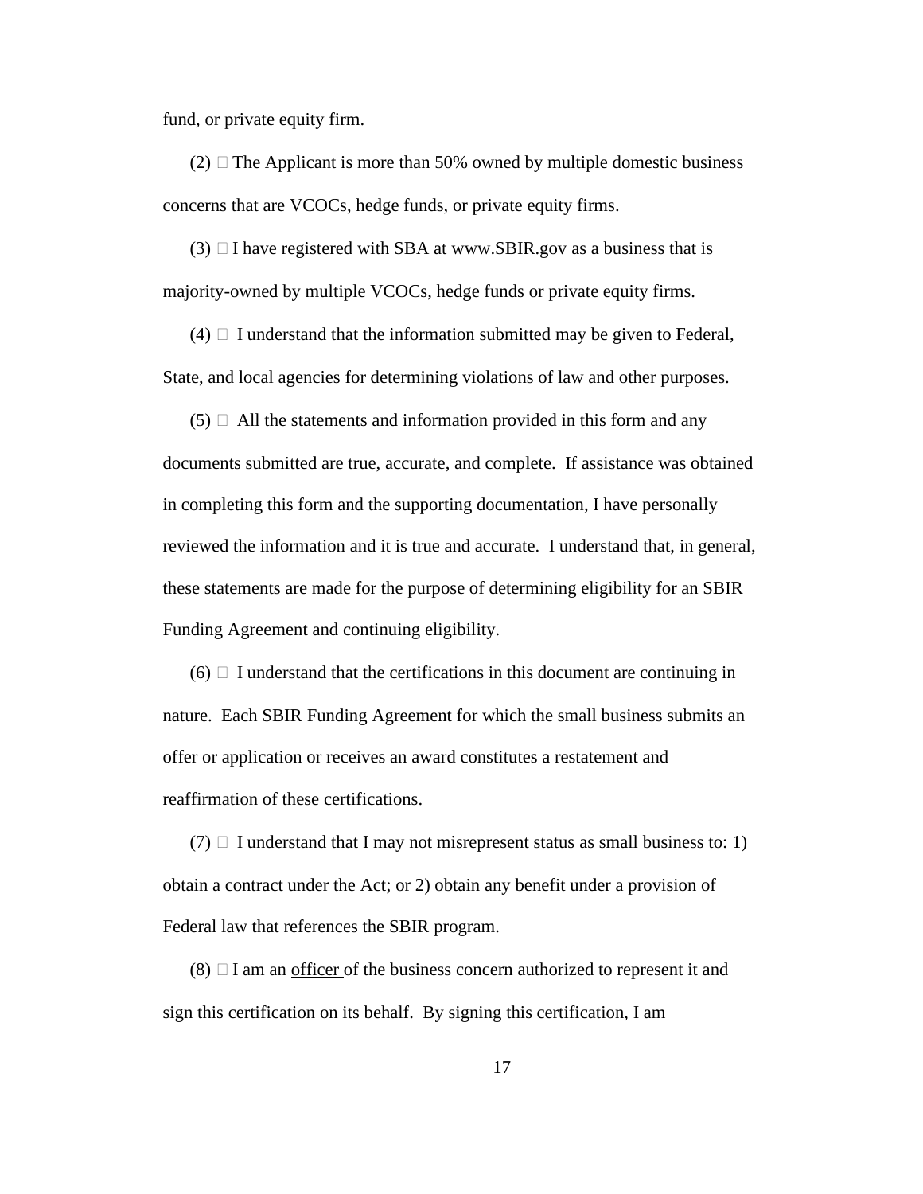fund, or private equity firm.

(2) ☐ The Applicant is more than 50% owned by multiple domestic business concerns that are VCOCs, hedge funds, or private equity firms.

(3) ☐ I have registered with SBA at www.SBIR.gov as a business that is majority-owned by multiple VCOCs, hedge funds or private equity firms.

(4) ☐ I understand that the information submitted may be given to Federal, State, and local agencies for determining violations of law and other purposes.

(5) ☐ All the statements and information provided in this form and any documents submitted are true, accurate, and complete. If assistance was obtained in completing this form and the supporting documentation, I have personally reviewed the information and it is true and accurate. I understand that, in general, these statements are made for the purpose of determining eligibility for an SBIR Funding Agreement and continuing eligibility.

(6) ☐ I understand that the certifications in this document are continuing in nature. Each SBIR Funding Agreement for which the small business submits an offer or application or receives an award constitutes a restatement and reaffirmation of these certifications.

(7) ☐ I understand that I may not misrepresent status as small business to: 1) obtain a contract under the Act; or 2) obtain any benefit under a provision of Federal law that references the SBIR program.

(8) ☐ I am an <u>officer</u> of the business concern authorized to represent it and sign this certification on its behalf. By signing this certification, I am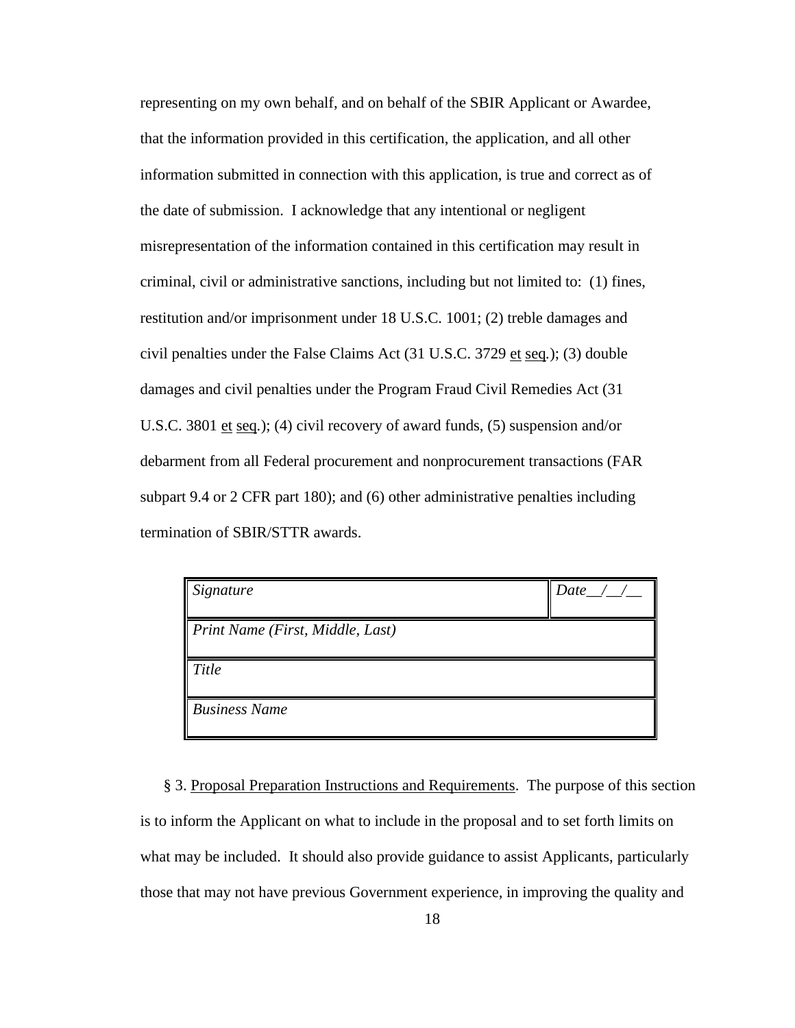representing on my own behalf, and on behalf of the SBIR Applicant or Awardee, that the information provided in this certification, the application, and all other information submitted in connection with this application, is true and correct as of the date of submission. I acknowledge that any intentional or negligent misrepresentation of the information contained in this certification may result in criminal, civil or administrative sanctions, including but not limited to: (1) fines, restitution and/or imprisonment under 18 U.S.C. 1001; (2) treble damages and civil penalties under the False Claims Act (31 U.S.C. 3729 et seq.); (3) double damages and civil penalties under the Program Fraud Civil Remedies Act (31 U.S.C. 3801 et seq.); (4) civil recovery of award funds, (5) suspension and/or debarment from all Federal procurement and nonprocurement transactions (FAR subpart 9.4 or 2 CFR part 180); and (6) other administrative penalties including termination of SBIR/STTR awards.

| *Signature* | *Date__/__/__* |
|---|---|
| *Print Name (First, Middle, Last)* | |
| *Title* | |
| *Business Name* | |

§ 3. Proposal Preparation Instructions and Requirements. The purpose of this section is to inform the Applicant on what to include in the proposal and to set forth limits on what may be included. It should also provide guidance to assist Applicants, particularly those that may not have previous Government experience, in improving the quality and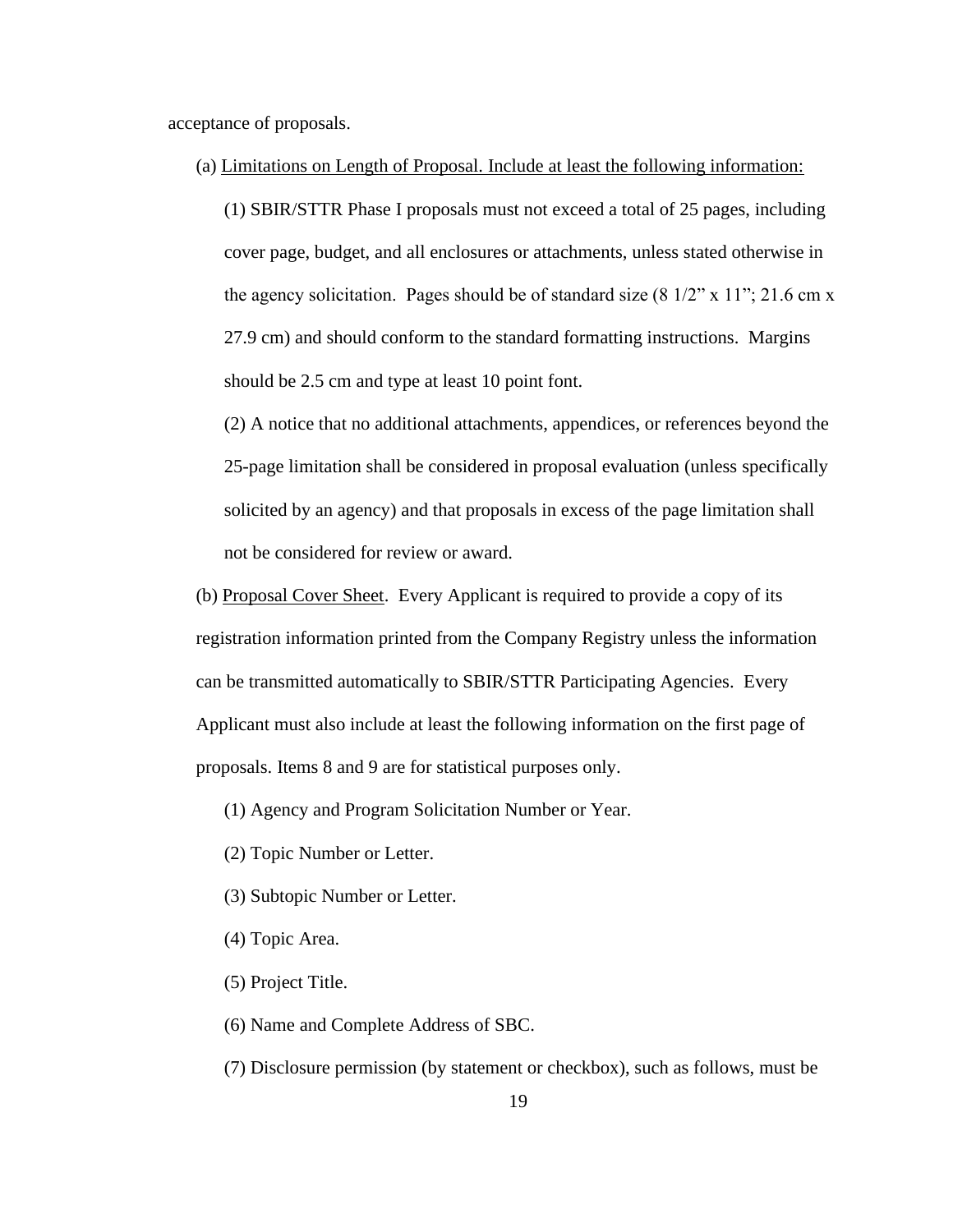acceptance of proposals.

(a) <u>Limitations on Length of Proposal. Include at least the following information:</u>

(1) SBIR/STTR Phase I proposals must not exceed a total of 25 pages, including cover page, budget, and all enclosures or attachments, unless stated otherwise in the agency solicitation. Pages should be of standard size (8 1/2" x 11"; 21.6 cm x 27.9 cm) and should conform to the standard formatting instructions. Margins should be 2.5 cm and type at least 10 point font.

(2) A notice that no additional attachments, appendices, or references beyond the 25-page limitation shall be considered in proposal evaluation (unless specifically solicited by an agency) and that proposals in excess of the page limitation shall not be considered for review or award.

(b) <u>Proposal Cover Sheet</u>. Every Applicant is required to provide a copy of its registration information printed from the Company Registry unless the information can be transmitted automatically to SBIR/STTR Participating Agencies. Every Applicant must also include at least the following information on the first page of proposals. Items 8 and 9 are for statistical purposes only.

(1) Agency and Program Solicitation Number or Year.

(2) Topic Number or Letter.

(3) Subtopic Number or Letter.

(4) Topic Area.

(5) Project Title.

(6) Name and Complete Address of SBC.

(7) Disclosure permission (by statement or checkbox), such as follows, must be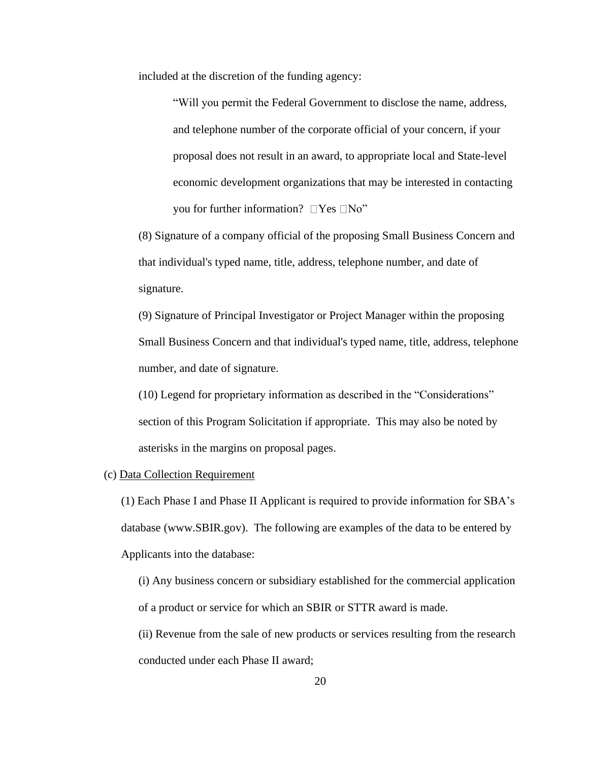included at the discretion of the funding agency:

> "Will you permit the Federal Government to disclose the name, address, and telephone number of the corporate official of your concern, if your proposal does not result in an award, to appropriate local and State-level economic development organizations that may be interested in contacting you for further information? ☐Yes ☐No"

(8) Signature of a company official of the proposing Small Business Concern and that individual's typed name, title, address, telephone number, and date of signature.

(9) Signature of Principal Investigator or Project Manager within the proposing Small Business Concern and that individual's typed name, title, address, telephone number, and date of signature.

(10) Legend for proprietary information as described in the "Considerations" section of this Program Solicitation if appropriate. This may also be noted by asterisks in the margins on proposal pages.

(c) Data Collection Requirement

(1) Each Phase I and Phase II Applicant is required to provide information for SBA's database (www.SBIR.gov). The following are examples of the data to be entered by Applicants into the database:

(i) Any business concern or subsidiary established for the commercial application of a product or service for which an SBIR or STTR award is made.

(ii) Revenue from the sale of new products or services resulting from the research conducted under each Phase II award;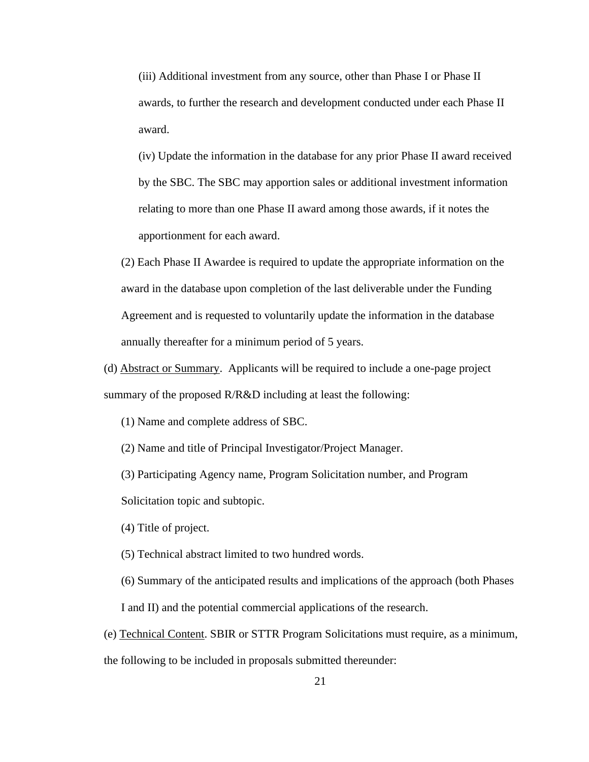(iii) Additional investment from any source, other than Phase I or Phase II awards, to further the research and development conducted under each Phase II award.

(iv) Update the information in the database for any prior Phase II award received by the SBC. The SBC may apportion sales or additional investment information relating to more than one Phase II award among those awards, if it notes the apportionment for each award.

(2) Each Phase II Awardee is required to update the appropriate information on the award in the database upon completion of the last deliverable under the Funding Agreement and is requested to voluntarily update the information in the database annually thereafter for a minimum period of 5 years.

(d) Abstract or Summary. Applicants will be required to include a one-page project summary of the proposed R/R&D including at least the following:

(1) Name and complete address of SBC.

(2) Name and title of Principal Investigator/Project Manager.

(3) Participating Agency name, Program Solicitation number, and Program Solicitation topic and subtopic.

(4) Title of project.

(5) Technical abstract limited to two hundred words.

(6) Summary of the anticipated results and implications of the approach (both Phases I and II) and the potential commercial applications of the research.

(e) Technical Content. SBIR or STTR Program Solicitations must require, as a minimum, the following to be included in proposals submitted thereunder: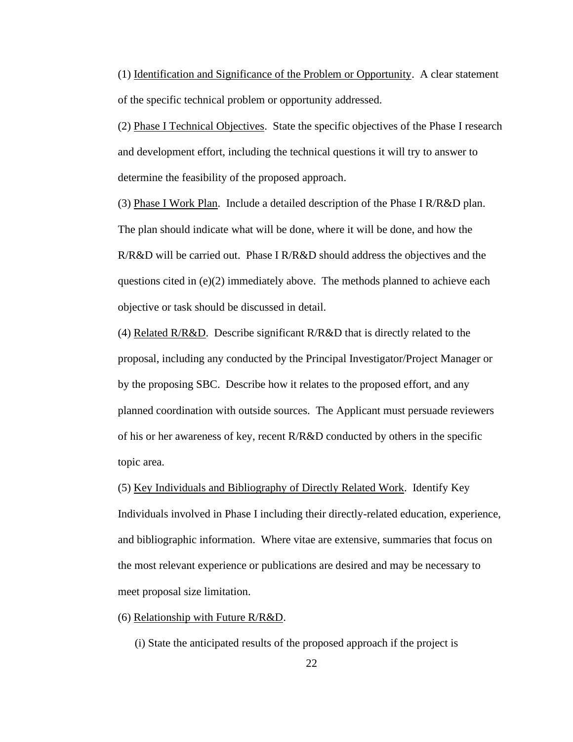(1) Identification and Significance of the Problem or Opportunity. A clear statement of the specific technical problem or opportunity addressed.

(2) Phase I Technical Objectives. State the specific objectives of the Phase I research and development effort, including the technical questions it will try to answer to determine the feasibility of the proposed approach.

(3) Phase I Work Plan. Include a detailed description of the Phase I R/R&D plan. The plan should indicate what will be done, where it will be done, and how the R/R&D will be carried out. Phase I R/R&D should address the objectives and the questions cited in (e)(2) immediately above. The methods planned to achieve each objective or task should be discussed in detail.

(4) Related R/R&D. Describe significant R/R&D that is directly related to the proposal, including any conducted by the Principal Investigator/Project Manager or by the proposing SBC. Describe how it relates to the proposed effort, and any planned coordination with outside sources. The Applicant must persuade reviewers of his or her awareness of key, recent R/R&D conducted by others in the specific topic area.

(5) Key Individuals and Bibliography of Directly Related Work. Identify Key Individuals involved in Phase I including their directly-related education, experience, and bibliographic information. Where vitae are extensive, summaries that focus on the most relevant experience or publications are desired and may be necessary to meet proposal size limitation.

(6) Relationship with Future R/R&D.

(i) State the anticipated results of the proposed approach if the project is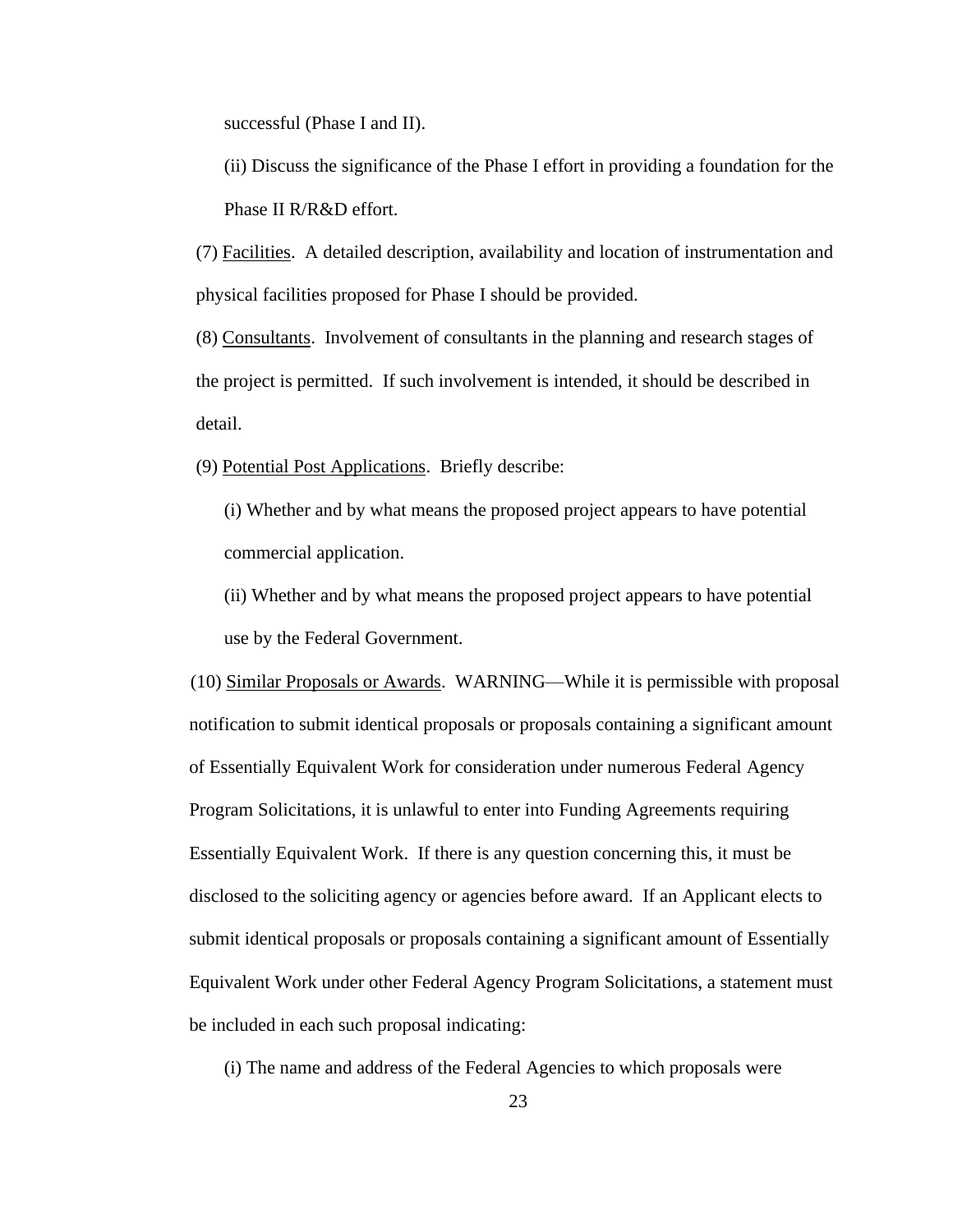successful (Phase I and II).

(ii) Discuss the significance of the Phase I effort in providing a foundation for the Phase II R/R&D effort.

(7) Facilities. A detailed description, availability and location of instrumentation and physical facilities proposed for Phase I should be provided.

(8) Consultants. Involvement of consultants in the planning and research stages of the project is permitted. If such involvement is intended, it should be described in detail.

(9) Potential Post Applications. Briefly describe:

(i) Whether and by what means the proposed project appears to have potential commercial application.

(ii) Whether and by what means the proposed project appears to have potential use by the Federal Government.

(10) Similar Proposals or Awards. WARNING—While it is permissible with proposal notification to submit identical proposals or proposals containing a significant amount of Essentially Equivalent Work for consideration under numerous Federal Agency Program Solicitations, it is unlawful to enter into Funding Agreements requiring Essentially Equivalent Work. If there is any question concerning this, it must be disclosed to the soliciting agency or agencies before award. If an Applicant elects to submit identical proposals or proposals containing a significant amount of Essentially Equivalent Work under other Federal Agency Program Solicitations, a statement must be included in each such proposal indicating:

(i) The name and address of the Federal Agencies to which proposals were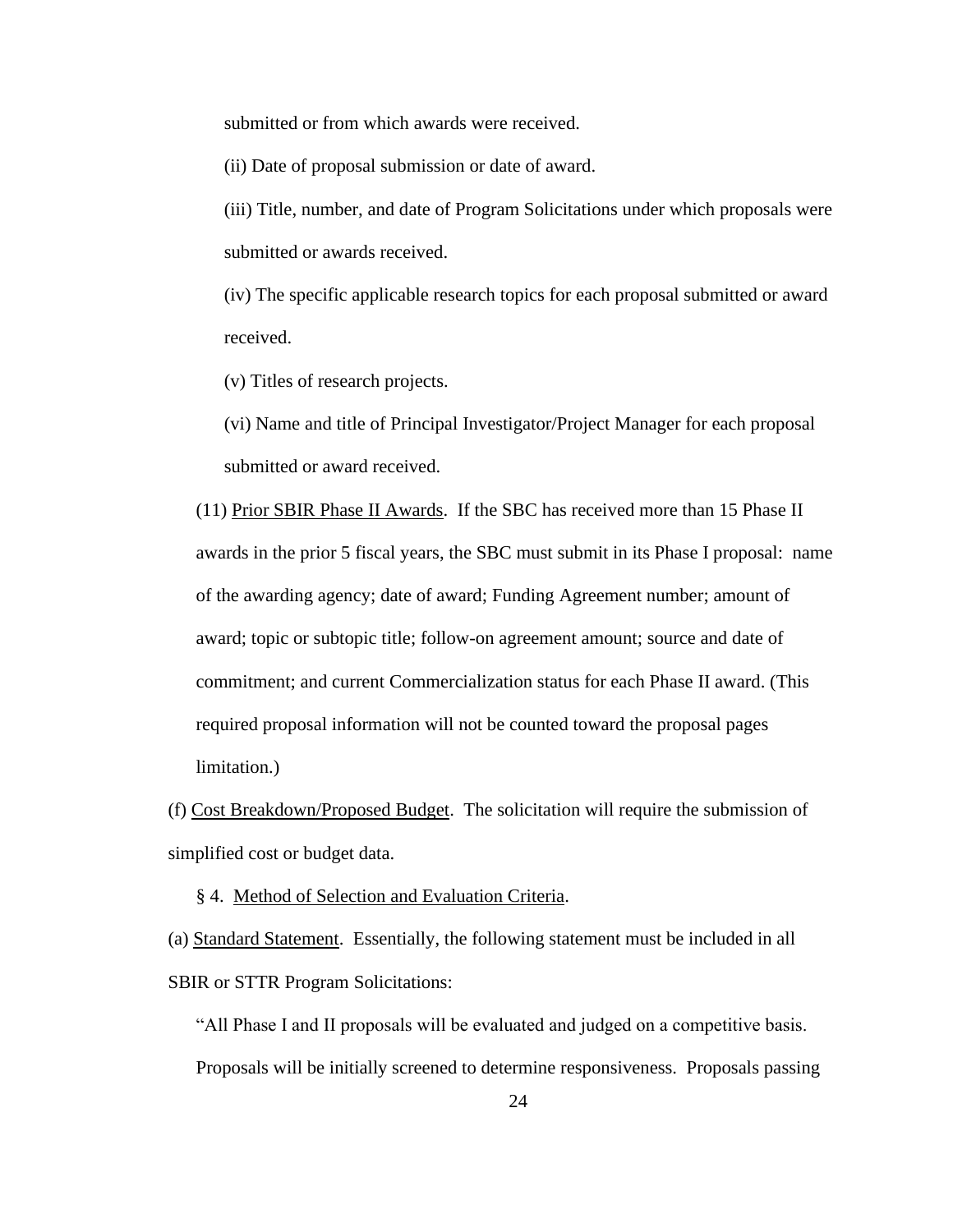submitted or from which awards were received.

(ii) Date of proposal submission or date of award.

(iii) Title, number, and date of Program Solicitations under which proposals were submitted or awards received.

(iv) The specific applicable research topics for each proposal submitted or award received.

(v) Titles of research projects.

(vi) Name and title of Principal Investigator/Project Manager for each proposal submitted or award received.

(11) Prior SBIR Phase II Awards. If the SBC has received more than 15 Phase II awards in the prior 5 fiscal years, the SBC must submit in its Phase I proposal: name of the awarding agency; date of award; Funding Agreement number; amount of award; topic or subtopic title; follow-on agreement amount; source and date of commitment; and current Commercialization status for each Phase II award. (This required proposal information will not be counted toward the proposal pages limitation.)

(f) Cost Breakdown/Proposed Budget. The solicitation will require the submission of simplified cost or budget data.

§ 4. Method of Selection and Evaluation Criteria.

(a) Standard Statement. Essentially, the following statement must be included in all SBIR or STTR Program Solicitations:

"All Phase I and II proposals will be evaluated and judged on a competitive basis. Proposals will be initially screened to determine responsiveness. Proposals passing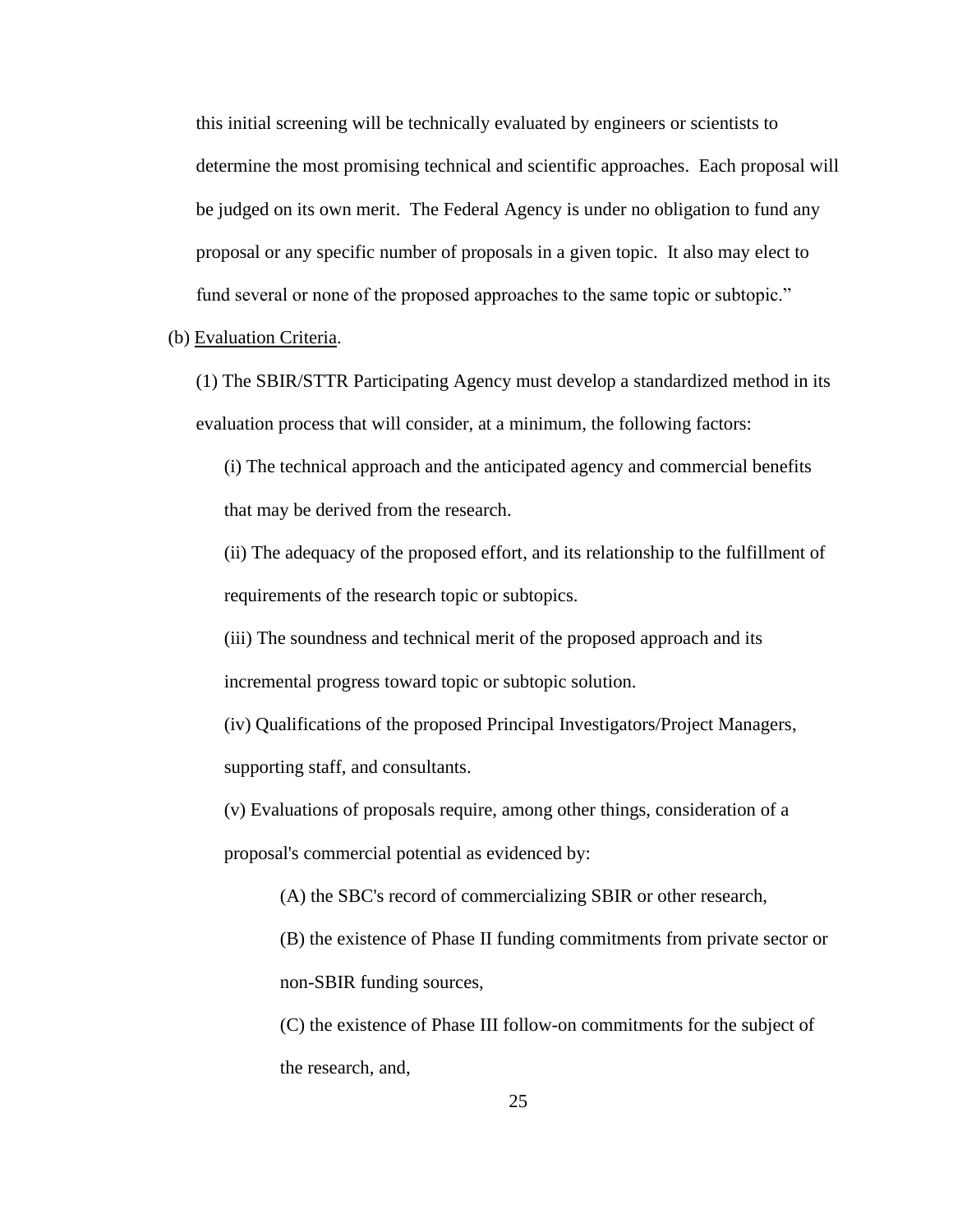this initial screening will be technically evaluated by engineers or scientists to determine the most promising technical and scientific approaches. Each proposal will be judged on its own merit. The Federal Agency is under no obligation to fund any proposal or any specific number of proposals in a given topic. It also may elect to fund several or none of the proposed approaches to the same topic or subtopic."

(b) Evaluation Criteria.

(1) The SBIR/STTR Participating Agency must develop a standardized method in its evaluation process that will consider, at a minimum, the following factors:

(i) The technical approach and the anticipated agency and commercial benefits that may be derived from the research.

(ii) The adequacy of the proposed effort, and its relationship to the fulfillment of requirements of the research topic or subtopics.

(iii) The soundness and technical merit of the proposed approach and its incremental progress toward topic or subtopic solution.

(iv) Qualifications of the proposed Principal Investigators/Project Managers, supporting staff, and consultants.

(v) Evaluations of proposals require, among other things, consideration of a proposal's commercial potential as evidenced by:

(A) the SBC's record of commercializing SBIR or other research,

(B) the existence of Phase II funding commitments from private sector or non-SBIR funding sources,

(C) the existence of Phase III follow-on commitments for the subject of the research, and,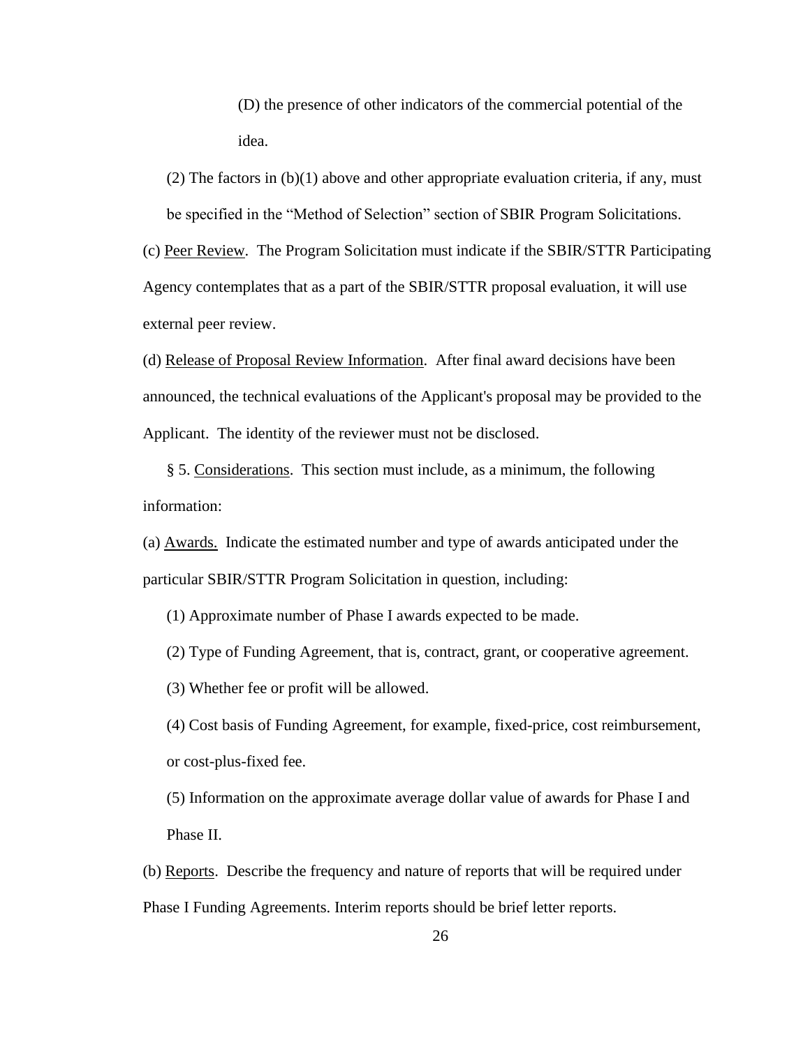(D) the presence of other indicators of the commercial potential of the idea.

(2) The factors in (b)(1) above and other appropriate evaluation criteria, if any, must be specified in the "Method of Selection" section of SBIR Program Solicitations.

(c) Peer Review. The Program Solicitation must indicate if the SBIR/STTR Participating Agency contemplates that as a part of the SBIR/STTR proposal evaluation, it will use external peer review.

(d) Release of Proposal Review Information. After final award decisions have been announced, the technical evaluations of the Applicant's proposal may be provided to the Applicant. The identity of the reviewer must not be disclosed.

§ 5. Considerations. This section must include, as a minimum, the following information:

(a) Awards. Indicate the estimated number and type of awards anticipated under the particular SBIR/STTR Program Solicitation in question, including:

(1) Approximate number of Phase I awards expected to be made.

(2) Type of Funding Agreement, that is, contract, grant, or cooperative agreement.

(3) Whether fee or profit will be allowed.

(4) Cost basis of Funding Agreement, for example, fixed-price, cost reimbursement, or cost-plus-fixed fee.

(5) Information on the approximate average dollar value of awards for Phase I and Phase II.

(b) Reports. Describe the frequency and nature of reports that will be required under Phase I Funding Agreements. Interim reports should be brief letter reports.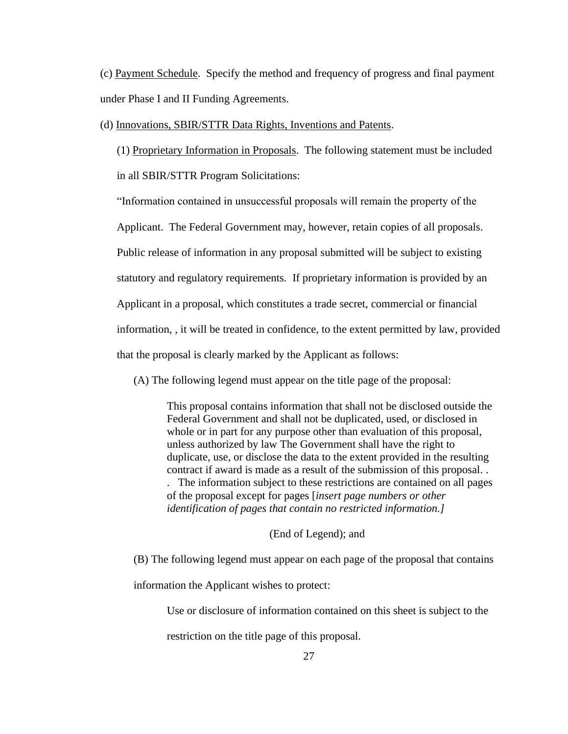(c) Payment Schedule. Specify the method and frequency of progress and final payment under Phase I and II Funding Agreements.

(d) Innovations, SBIR/STTR Data Rights, Inventions and Patents.

(1) Proprietary Information in Proposals. The following statement must be included in all SBIR/STTR Program Solicitations:

"Information contained in unsuccessful proposals will remain the property of the Applicant. The Federal Government may, however, retain copies of all proposals. Public release of information in any proposal submitted will be subject to existing statutory and regulatory requirements. If proprietary information is provided by an Applicant in a proposal, which constitutes a trade secret, commercial or financial information, , it will be treated in confidence, to the extent permitted by law, provided that the proposal is clearly marked by the Applicant as follows:

(A) The following legend must appear on the title page of the proposal:

> This proposal contains information that shall not be disclosed outside the Federal Government and shall not be duplicated, used, or disclosed in whole or in part for any purpose other than evaluation of this proposal, unless authorized by law The Government shall have the right to duplicate, use, or disclose the data to the extent provided in the resulting contract if award is made as a result of the submission of this proposal. . . The information subject to these restrictions are contained on all pages of the proposal except for pages [*insert page numbers or other identification of pages that contain no restricted information.]*
>
> (End of Legend); and

(B) The following legend must appear on each page of the proposal that contains information the Applicant wishes to protect:

> Use or disclosure of information contained on this sheet is subject to the restriction on the title page of this proposal.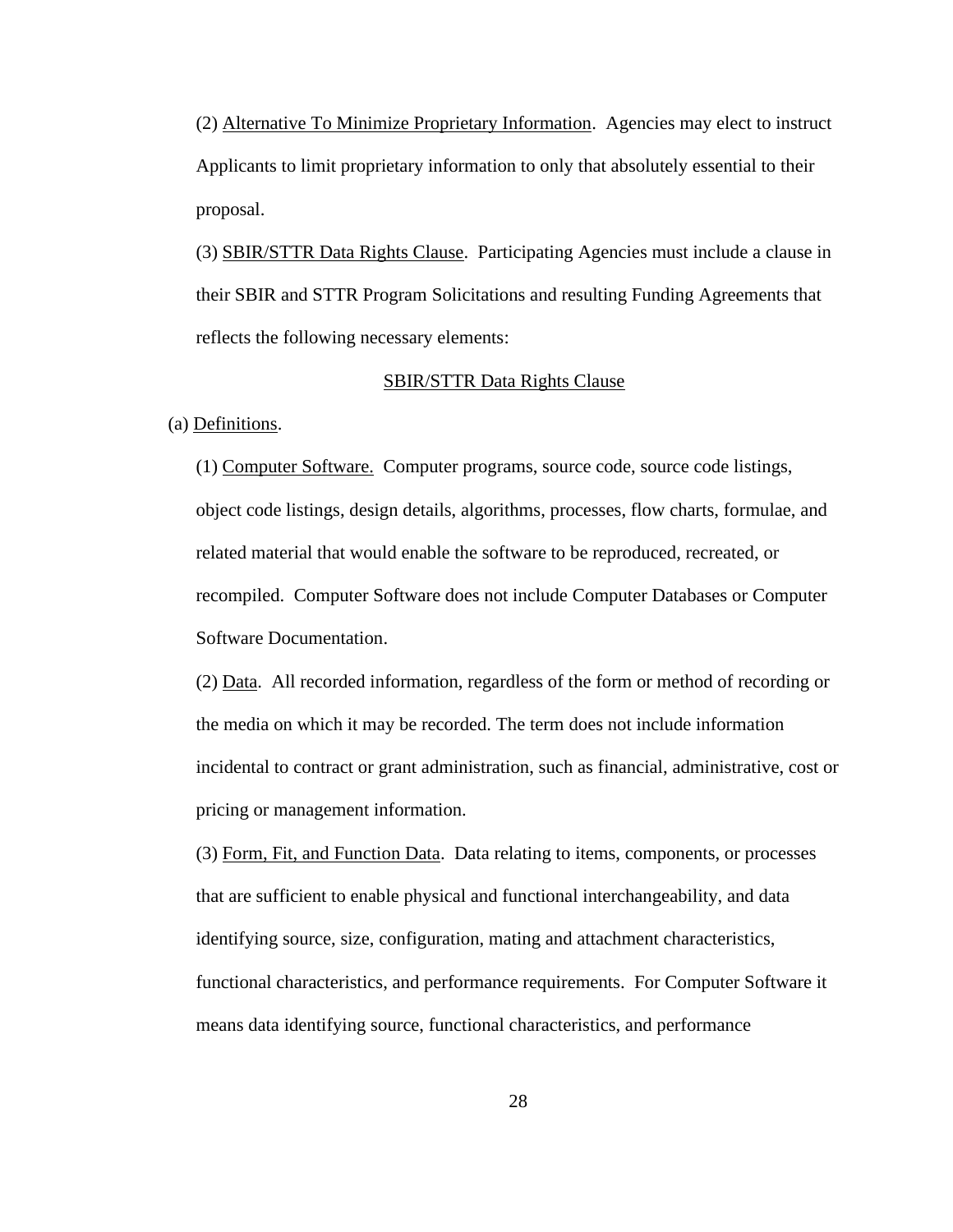(2) Alternative To Minimize Proprietary Information. Agencies may elect to instruct Applicants to limit proprietary information to only that absolutely essential to their proposal.

(3) SBIR/STTR Data Rights Clause. Participating Agencies must include a clause in their SBIR and STTR Program Solicitations and resulting Funding Agreements that reflects the following necessary elements:

SBIR/STTR Data Rights Clause

(a) Definitions.

(1) Computer Software. Computer programs, source code, source code listings, object code listings, design details, algorithms, processes, flow charts, formulae, and related material that would enable the software to be reproduced, recreated, or recompiled. Computer Software does not include Computer Databases or Computer Software Documentation.

(2) Data. All recorded information, regardless of the form or method of recording or the media on which it may be recorded. The term does not include information incidental to contract or grant administration, such as financial, administrative, cost or pricing or management information.

(3) Form, Fit, and Function Data. Data relating to items, components, or processes that are sufficient to enable physical and functional interchangeability, and data identifying source, size, configuration, mating and attachment characteristics, functional characteristics, and performance requirements. For Computer Software it means data identifying source, functional characteristics, and performance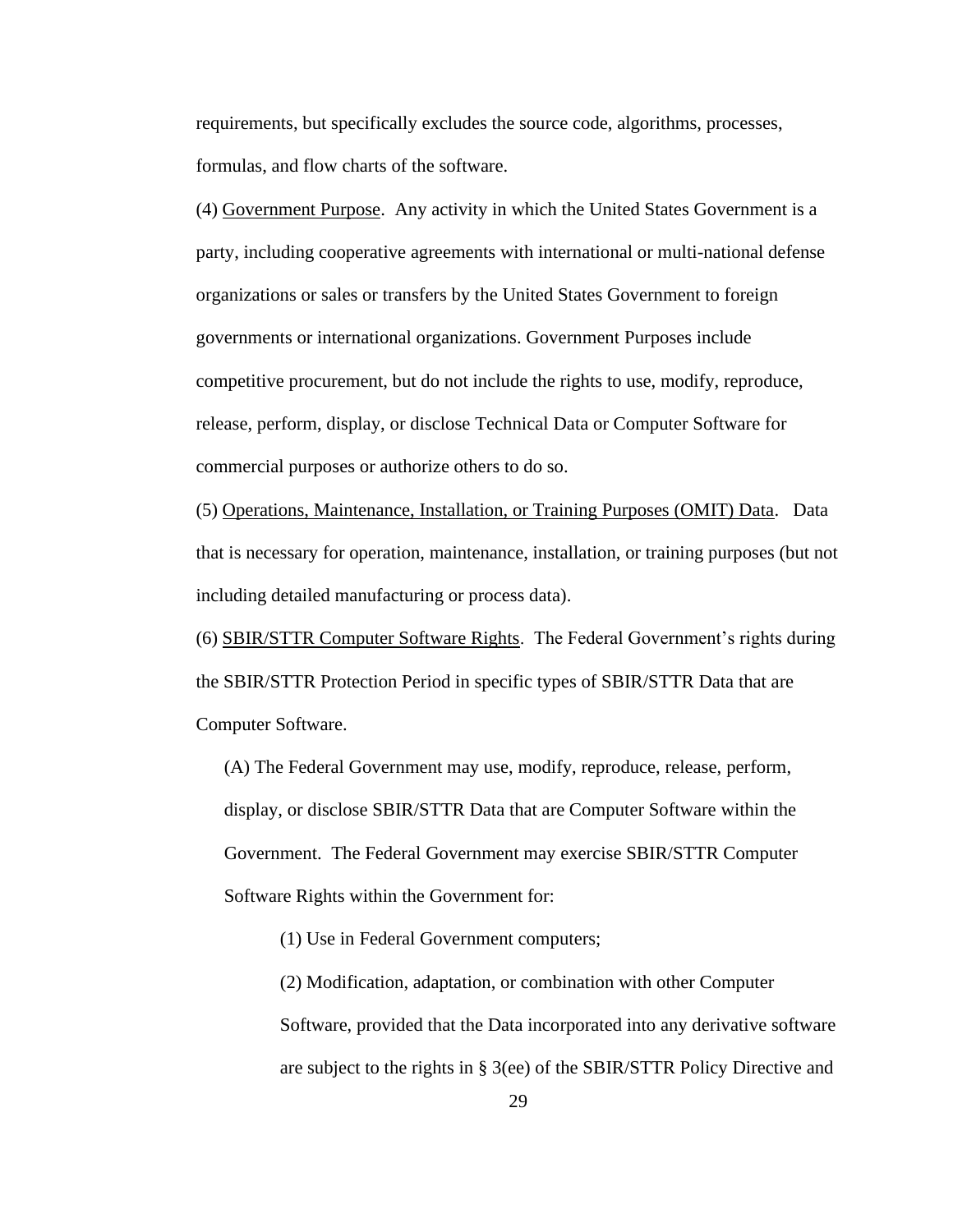requirements, but specifically excludes the source code, algorithms, processes, formulas, and flow charts of the software.

(4) <u>Government Purpose</u>. Any activity in which the United States Government is a party, including cooperative agreements with international or multi-national defense organizations or sales or transfers by the United States Government to foreign governments or international organizations. Government Purposes include competitive procurement, but do not include the rights to use, modify, reproduce, release, perform, display, or disclose Technical Data or Computer Software for commercial purposes or authorize others to do so.

(5) <u>Operations, Maintenance, Installation, or Training Purposes (OMIT) Data</u>. Data that is necessary for operation, maintenance, installation, or training purposes (but not including detailed manufacturing or process data).

(6) <u>SBIR/STTR Computer Software Rights</u>. The Federal Government's rights during the SBIR/STTR Protection Period in specific types of SBIR/STTR Data that are Computer Software.

(A) The Federal Government may use, modify, reproduce, release, perform, display, or disclose SBIR/STTR Data that are Computer Software within the Government. The Federal Government may exercise SBIR/STTR Computer Software Rights within the Government for:

(1) Use in Federal Government computers;

(2) Modification, adaptation, or combination with other Computer Software, provided that the Data incorporated into any derivative software are subject to the rights in § 3(ee) of the SBIR/STTR Policy Directive and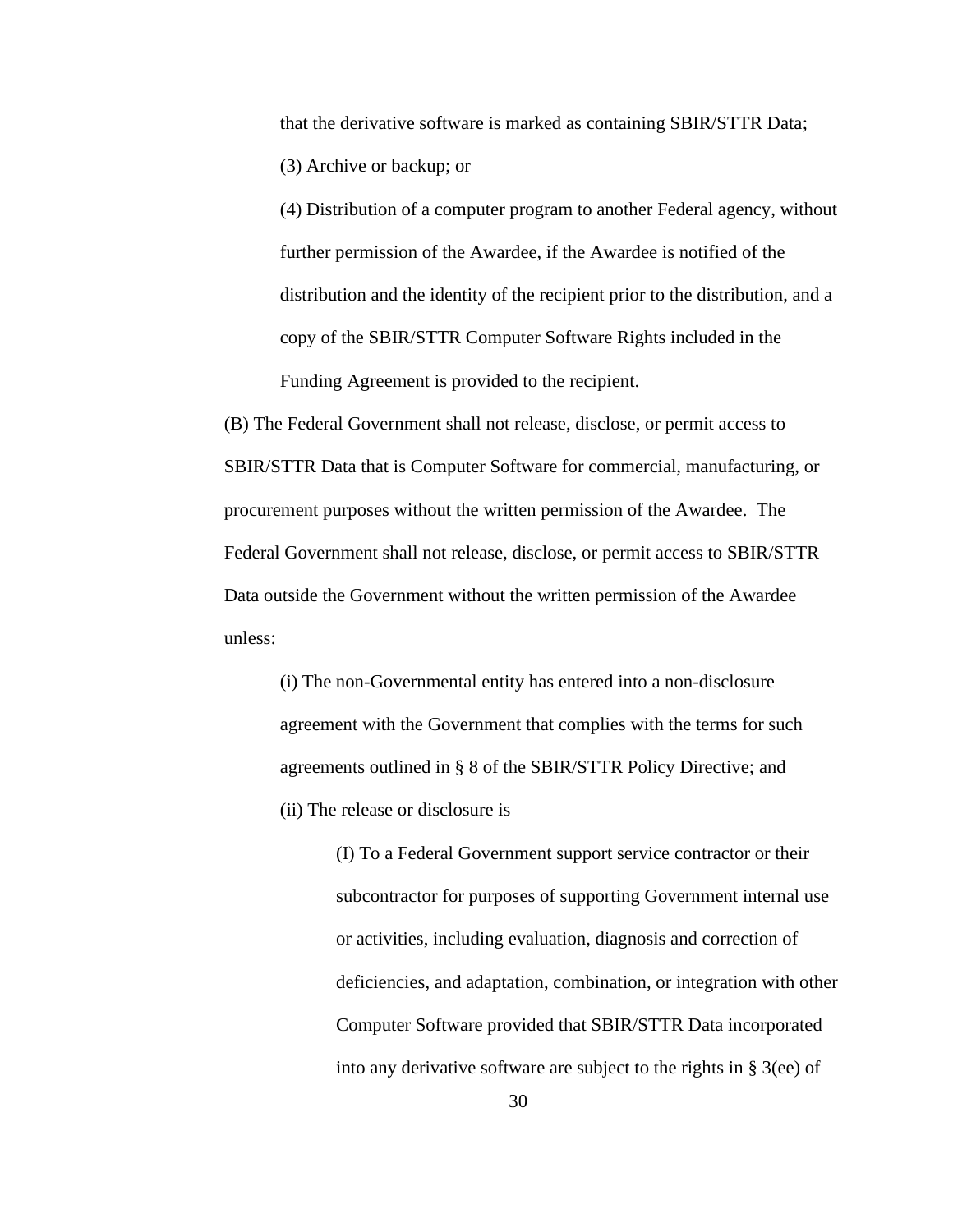that the derivative software is marked as containing SBIR/STTR Data;

(3) Archive or backup; or

(4) Distribution of a computer program to another Federal agency, without further permission of the Awardee, if the Awardee is notified of the distribution and the identity of the recipient prior to the distribution, and a copy of the SBIR/STTR Computer Software Rights included in the Funding Agreement is provided to the recipient.

(B) The Federal Government shall not release, disclose, or permit access to SBIR/STTR Data that is Computer Software for commercial, manufacturing, or procurement purposes without the written permission of the Awardee. The Federal Government shall not release, disclose, or permit access to SBIR/STTR Data outside the Government without the written permission of the Awardee unless:

(i) The non-Governmental entity has entered into a non-disclosure agreement with the Government that complies with the terms for such agreements outlined in § 8 of the SBIR/STTR Policy Directive; and

(ii) The release or disclosure is—

(I) To a Federal Government support service contractor or their subcontractor for purposes of supporting Government internal use or activities, including evaluation, diagnosis and correction of deficiencies, and adaptation, combination, or integration with other Computer Software provided that SBIR/STTR Data incorporated into any derivative software are subject to the rights in § 3(ee) of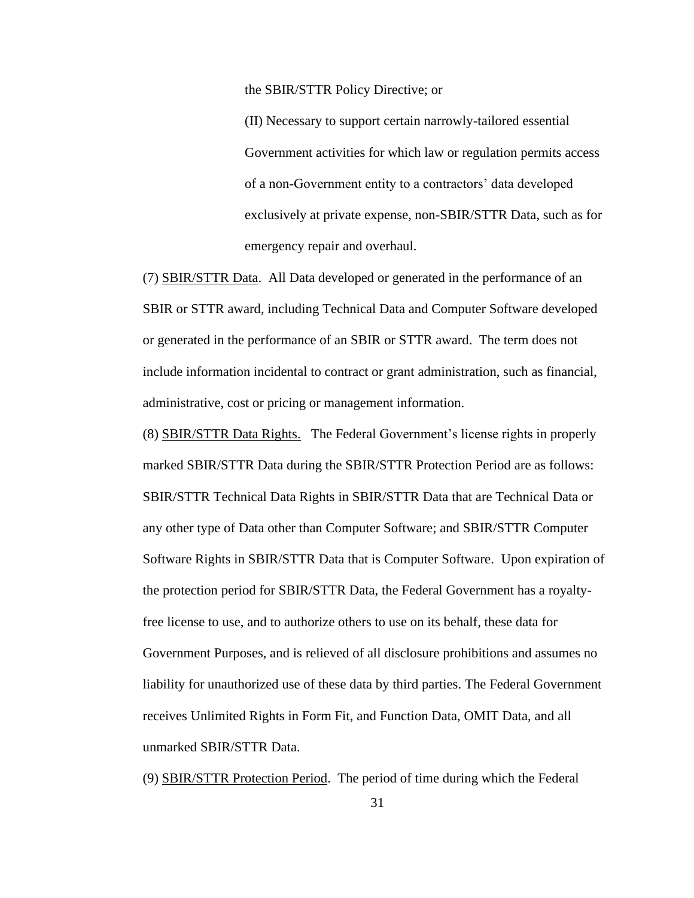the SBIR/STTR Policy Directive; or

(II) Necessary to support certain narrowly-tailored essential Government activities for which law or regulation permits access of a non-Government entity to a contractors' data developed exclusively at private expense, non-SBIR/STTR Data, such as for emergency repair and overhaul.

(7) <u>SBIR/STTR Data</u>. All Data developed or generated in the performance of an SBIR or STTR award, including Technical Data and Computer Software developed or generated in the performance of an SBIR or STTR award. The term does not include information incidental to contract or grant administration, such as financial, administrative, cost or pricing or management information.

(8) <u>SBIR/STTR Data Rights.</u> The Federal Government's license rights in properly marked SBIR/STTR Data during the SBIR/STTR Protection Period are as follows: SBIR/STTR Technical Data Rights in SBIR/STTR Data that are Technical Data or any other type of Data other than Computer Software; and SBIR/STTR Computer Software Rights in SBIR/STTR Data that is Computer Software. Upon expiration of the protection period for SBIR/STTR Data, the Federal Government has a royalty-free license to use, and to authorize others to use on its behalf, these data for Government Purposes, and is relieved of all disclosure prohibitions and assumes no liability for unauthorized use of these data by third parties. The Federal Government receives Unlimited Rights in Form Fit, and Function Data, OMIT Data, and all unmarked SBIR/STTR Data.

(9) <u>SBIR/STTR Protection Period</u>. The period of time during which the Federal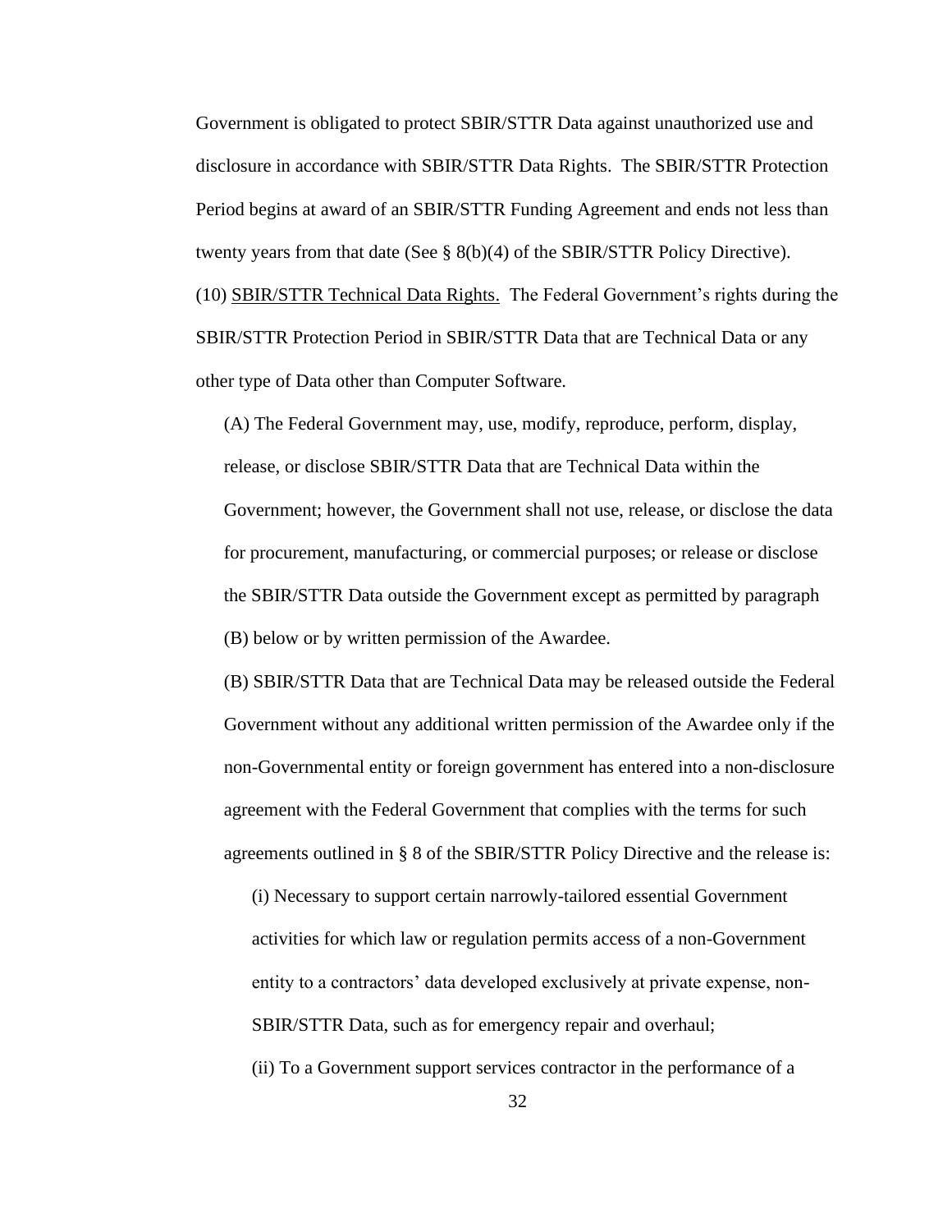Government is obligated to protect SBIR/STTR Data against unauthorized use and disclosure in accordance with SBIR/STTR Data Rights. The SBIR/STTR Protection Period begins at award of an SBIR/STTR Funding Agreement and ends not less than twenty years from that date (See § 8(b)(4) of the SBIR/STTR Policy Directive).

(10) <u>SBIR/STTR Technical Data Rights.</u> The Federal Government's rights during the SBIR/STTR Protection Period in SBIR/STTR Data that are Technical Data or any other type of Data other than Computer Software.

(A) The Federal Government may, use, modify, reproduce, perform, display, release, or disclose SBIR/STTR Data that are Technical Data within the Government; however, the Government shall not use, release, or disclose the data for procurement, manufacturing, or commercial purposes; or release or disclose the SBIR/STTR Data outside the Government except as permitted by paragraph (B) below or by written permission of the Awardee.

(B) SBIR/STTR Data that are Technical Data may be released outside the Federal Government without any additional written permission of the Awardee only if the non-Governmental entity or foreign government has entered into a non-disclosure agreement with the Federal Government that complies with the terms for such agreements outlined in § 8 of the SBIR/STTR Policy Directive and the release is:

(i) Necessary to support certain narrowly-tailored essential Government activities for which law or regulation permits access of a non-Government entity to a contractors' data developed exclusively at private expense, non-SBIR/STTR Data, such as for emergency repair and overhaul;

(ii) To a Government support services contractor in the performance of a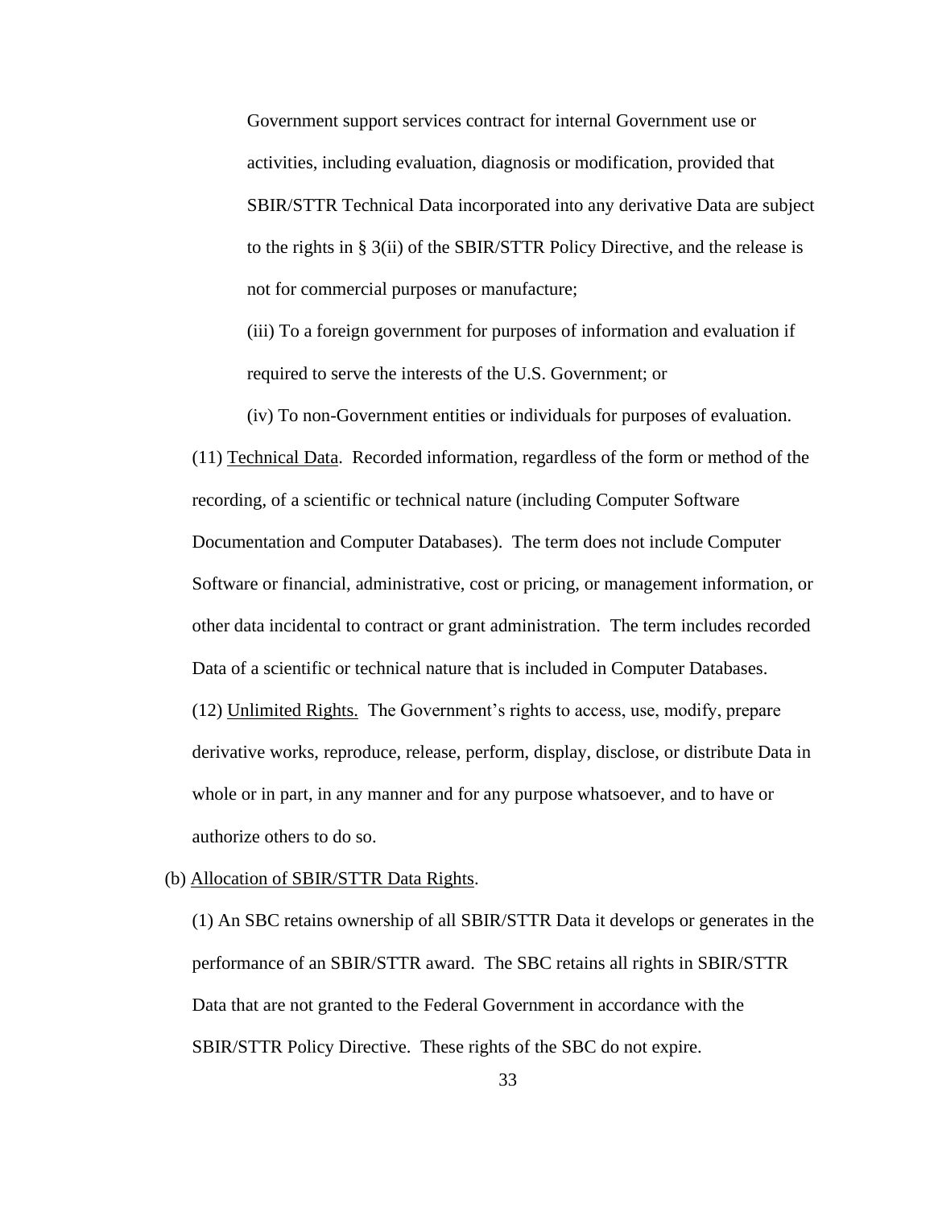Government support services contract for internal Government use or activities, including evaluation, diagnosis or modification, provided that SBIR/STTR Technical Data incorporated into any derivative Data are subject to the rights in § 3(ii) of the SBIR/STTR Policy Directive, and the release is not for commercial purposes or manufacture;

(iii) To a foreign government for purposes of information and evaluation if required to serve the interests of the U.S. Government; or

(iv) To non-Government entities or individuals for purposes of evaluation.

(11) Technical Data. Recorded information, regardless of the form or method of the recording, of a scientific or technical nature (including Computer Software Documentation and Computer Databases). The term does not include Computer Software or financial, administrative, cost or pricing, or management information, or other data incidental to contract or grant administration. The term includes recorded Data of a scientific or technical nature that is included in Computer Databases.

(12) Unlimited Rights. The Government's rights to access, use, modify, prepare derivative works, reproduce, release, perform, display, disclose, or distribute Data in whole or in part, in any manner and for any purpose whatsoever, and to have or authorize others to do so.

(b) Allocation of SBIR/STTR Data Rights.

(1) An SBC retains ownership of all SBIR/STTR Data it develops or generates in the performance of an SBIR/STTR award. The SBC retains all rights in SBIR/STTR Data that are not granted to the Federal Government in accordance with the SBIR/STTR Policy Directive. These rights of the SBC do not expire.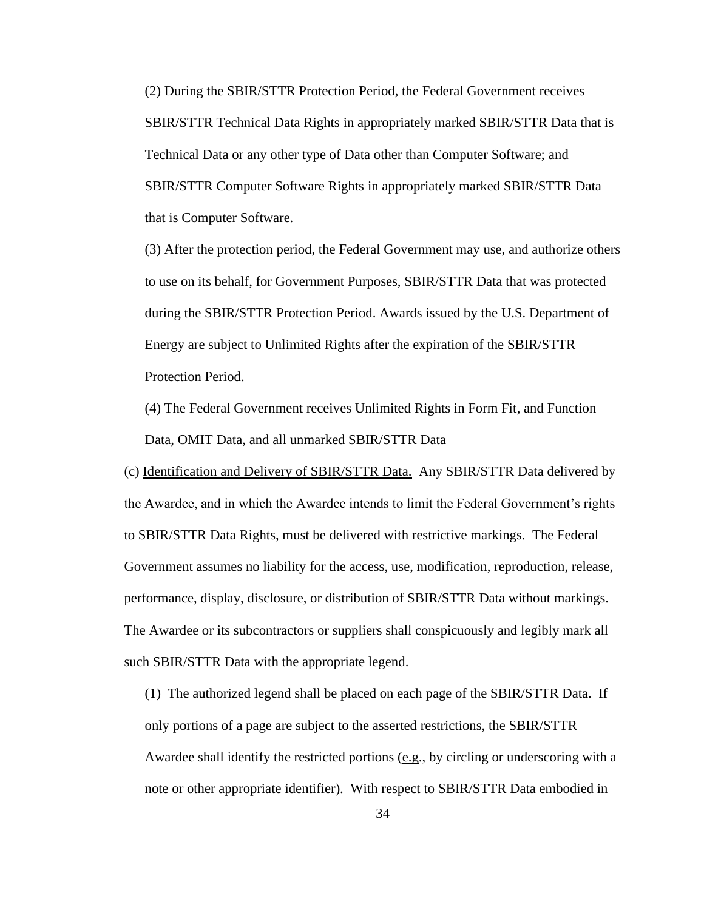(2) During the SBIR/STTR Protection Period, the Federal Government receives SBIR/STTR Technical Data Rights in appropriately marked SBIR/STTR Data that is Technical Data or any other type of Data other than Computer Software; and SBIR/STTR Computer Software Rights in appropriately marked SBIR/STTR Data that is Computer Software.

(3) After the protection period, the Federal Government may use, and authorize others to use on its behalf, for Government Purposes, SBIR/STTR Data that was protected during the SBIR/STTR Protection Period. Awards issued by the U.S. Department of Energy are subject to Unlimited Rights after the expiration of the SBIR/STTR Protection Period.

(4) The Federal Government receives Unlimited Rights in Form Fit, and Function Data, OMIT Data, and all unmarked SBIR/STTR Data

(c) Identification and Delivery of SBIR/STTR Data. Any SBIR/STTR Data delivered by the Awardee, and in which the Awardee intends to limit the Federal Government's rights to SBIR/STTR Data Rights, must be delivered with restrictive markings. The Federal Government assumes no liability for the access, use, modification, reproduction, release, performance, display, disclosure, or distribution of SBIR/STTR Data without markings. The Awardee or its subcontractors or suppliers shall conspicuously and legibly mark all such SBIR/STTR Data with the appropriate legend.

(1) The authorized legend shall be placed on each page of the SBIR/STTR Data. If only portions of a page are subject to the asserted restrictions, the SBIR/STTR Awardee shall identify the restricted portions (e.g., by circling or underscoring with a note or other appropriate identifier). With respect to SBIR/STTR Data embodied in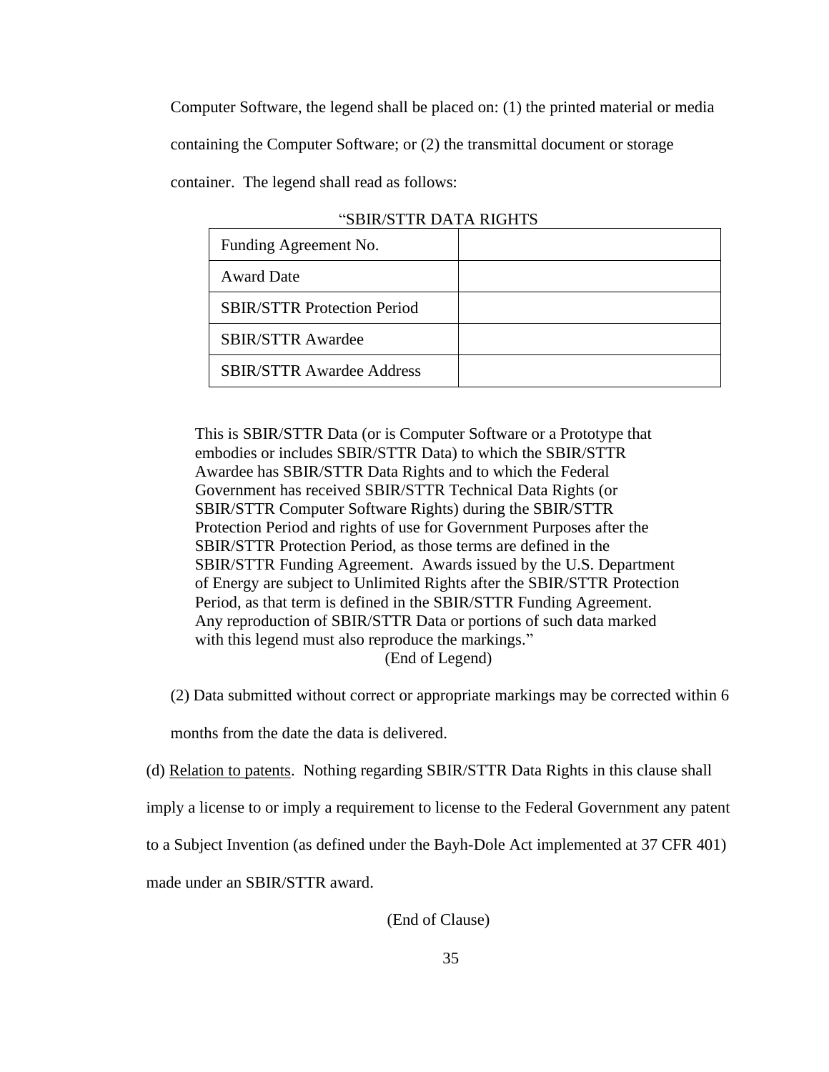Computer Software, the legend shall be placed on: (1) the printed material or media containing the Computer Software; or (2) the transmittal document or storage container. The legend shall read as follows:

"SBIR/STTR DATA RIGHTS

| Funding Agreement No. | |
|---|---|
| Award Date | |
| SBIR/STTR Protection Period | |
| SBIR/STTR Awardee | |
| SBIR/STTR Awardee Address | |

This is SBIR/STTR Data (or is Computer Software or a Prototype that embodies or includes SBIR/STTR Data) to which the SBIR/STTR Awardee has SBIR/STTR Data Rights and to which the Federal Government has received SBIR/STTR Technical Data Rights (or SBIR/STTR Computer Software Rights) during the SBIR/STTR Protection Period and rights of use for Government Purposes after the SBIR/STTR Protection Period, as those terms are defined in the SBIR/STTR Funding Agreement. Awards issued by the U.S. Department of Energy are subject to Unlimited Rights after the SBIR/STTR Protection Period, as that term is defined in the SBIR/STTR Funding Agreement. Any reproduction of SBIR/STTR Data or portions of such data marked with this legend must also reproduce the markings."

(End of Legend)

(2) Data submitted without correct or appropriate markings may be corrected within 6 months from the date the data is delivered.

(d) Relation to patents. Nothing regarding SBIR/STTR Data Rights in this clause shall imply a license to or imply a requirement to license to the Federal Government any patent to a Subject Invention (as defined under the Bayh-Dole Act implemented at 37 CFR 401) made under an SBIR/STTR award.

(End of Clause)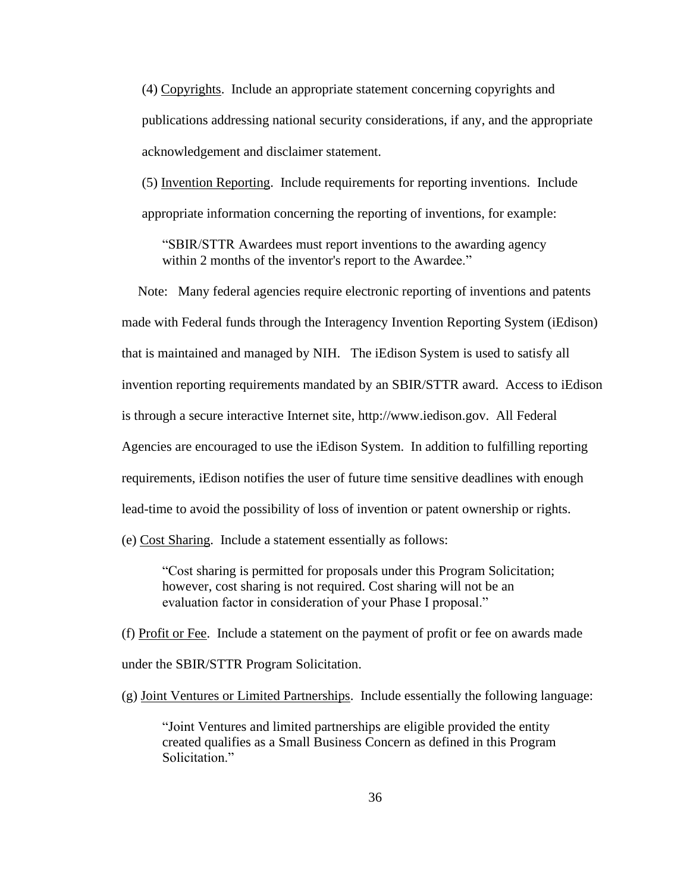(4) Copyrights. Include an appropriate statement concerning copyrights and publications addressing national security considerations, if any, and the appropriate acknowledgement and disclaimer statement.

(5) Invention Reporting. Include requirements for reporting inventions. Include appropriate information concerning the reporting of inventions, for example:

> "SBIR/STTR Awardees must report inventions to the awarding agency within 2 months of the inventor's report to the Awardee."

Note: Many federal agencies require electronic reporting of inventions and patents made with Federal funds through the Interagency Invention Reporting System (iEdison) that is maintained and managed by NIH. The iEdison System is used to satisfy all invention reporting requirements mandated by an SBIR/STTR award. Access to iEdison is through a secure interactive Internet site, http://www.iedison.gov. All Federal Agencies are encouraged to use the iEdison System. In addition to fulfilling reporting requirements, iEdison notifies the user of future time sensitive deadlines with enough lead-time to avoid the possibility of loss of invention or patent ownership or rights.

(e) Cost Sharing. Include a statement essentially as follows:

> "Cost sharing is permitted for proposals under this Program Solicitation; however, cost sharing is not required. Cost sharing will not be an evaluation factor in consideration of your Phase I proposal."

(f) Profit or Fee. Include a statement on the payment of profit or fee on awards made under the SBIR/STTR Program Solicitation.

(g) Joint Ventures or Limited Partnerships. Include essentially the following language:

> "Joint Ventures and limited partnerships are eligible provided the entity created qualifies as a Small Business Concern as defined in this Program Solicitation."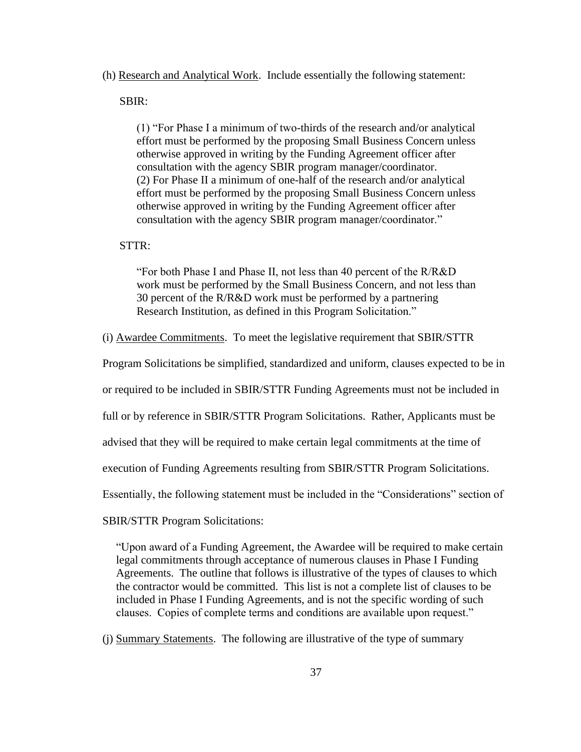(h) Research and Analytical Work. Include essentially the following statement:

SBIR:

> (1) "For Phase I a minimum of two-thirds of the research and/or analytical effort must be performed by the proposing Small Business Concern unless otherwise approved in writing by the Funding Agreement officer after consultation with the agency SBIR program manager/coordinator.
> (2) For Phase II a minimum of one-half of the research and/or analytical effort must be performed by the proposing Small Business Concern unless otherwise approved in writing by the Funding Agreement officer after consultation with the agency SBIR program manager/coordinator."

STTR:

> "For both Phase I and Phase II, not less than 40 percent of the R/R&D work must be performed by the Small Business Concern, and not less than 30 percent of the R/R&D work must be performed by a partnering Research Institution, as defined in this Program Solicitation."

(i) Awardee Commitments. To meet the legislative requirement that SBIR/STTR Program Solicitations be simplified, standardized and uniform, clauses expected to be in or required to be included in SBIR/STTR Funding Agreements must not be included in full or by reference in SBIR/STTR Program Solicitations. Rather, Applicants must be advised that they will be required to make certain legal commitments at the time of execution of Funding Agreements resulting from SBIR/STTR Program Solicitations. Essentially, the following statement must be included in the "Considerations" section of SBIR/STTR Program Solicitations:

> "Upon award of a Funding Agreement, the Awardee will be required to make certain legal commitments through acceptance of numerous clauses in Phase I Funding Agreements. The outline that follows is illustrative of the types of clauses to which the contractor would be committed. This list is not a complete list of clauses to be included in Phase I Funding Agreements, and is not the specific wording of such clauses. Copies of complete terms and conditions are available upon request."

(j) Summary Statements. The following are illustrative of the type of summary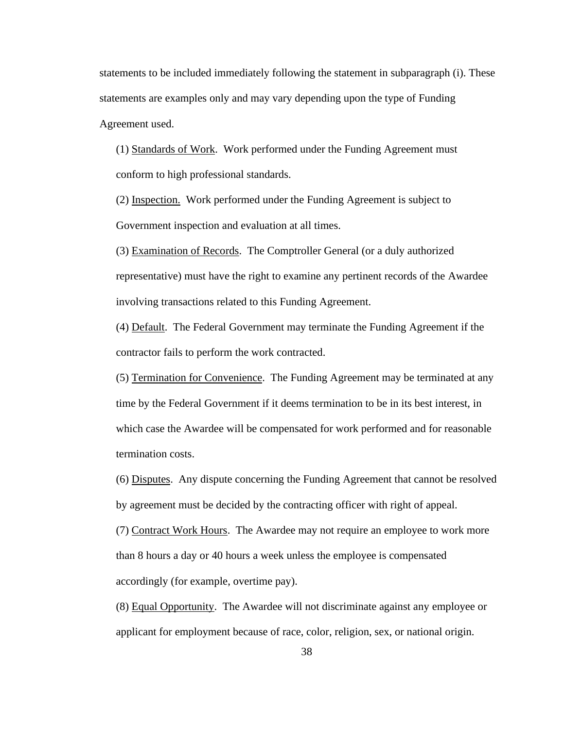statements to be included immediately following the statement in subparagraph (i). These statements are examples only and may vary depending upon the type of Funding Agreement used.

(1) Standards of Work. Work performed under the Funding Agreement must conform to high professional standards.

(2) Inspection. Work performed under the Funding Agreement is subject to Government inspection and evaluation at all times.

(3) Examination of Records. The Comptroller General (or a duly authorized representative) must have the right to examine any pertinent records of the Awardee involving transactions related to this Funding Agreement.

(4) Default. The Federal Government may terminate the Funding Agreement if the contractor fails to perform the work contracted.

(5) Termination for Convenience. The Funding Agreement may be terminated at any time by the Federal Government if it deems termination to be in its best interest, in which case the Awardee will be compensated for work performed and for reasonable termination costs.

(6) Disputes. Any dispute concerning the Funding Agreement that cannot be resolved by agreement must be decided by the contracting officer with right of appeal.

(7) Contract Work Hours. The Awardee may not require an employee to work more than 8 hours a day or 40 hours a week unless the employee is compensated accordingly (for example, overtime pay).

(8) Equal Opportunity. The Awardee will not discriminate against any employee or applicant for employment because of race, color, religion, sex, or national origin.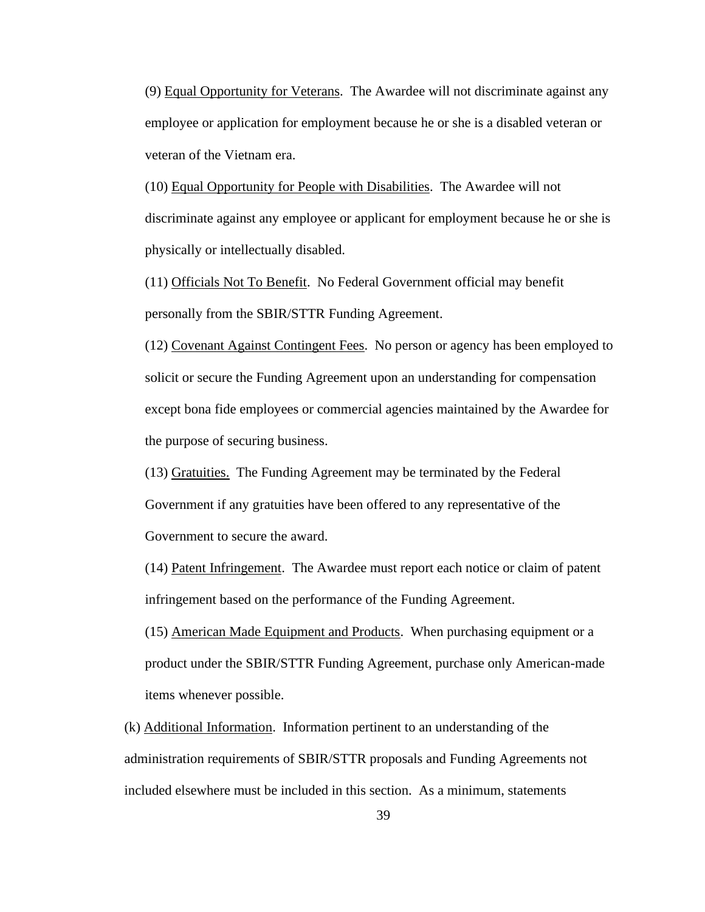(9) Equal Opportunity for Veterans. The Awardee will not discriminate against any employee or application for employment because he or she is a disabled veteran or veteran of the Vietnam era.

(10) Equal Opportunity for People with Disabilities. The Awardee will not discriminate against any employee or applicant for employment because he or she is physically or intellectually disabled.

(11) Officials Not To Benefit. No Federal Government official may benefit personally from the SBIR/STTR Funding Agreement.

(12) Covenant Against Contingent Fees. No person or agency has been employed to solicit or secure the Funding Agreement upon an understanding for compensation except bona fide employees or commercial agencies maintained by the Awardee for the purpose of securing business.

(13) Gratuities. The Funding Agreement may be terminated by the Federal Government if any gratuities have been offered to any representative of the Government to secure the award.

(14) Patent Infringement. The Awardee must report each notice or claim of patent infringement based on the performance of the Funding Agreement.

(15) American Made Equipment and Products. When purchasing equipment or a product under the SBIR/STTR Funding Agreement, purchase only American-made items whenever possible.

(k) Additional Information. Information pertinent to an understanding of the administration requirements of SBIR/STTR proposals and Funding Agreements not included elsewhere must be included in this section. As a minimum, statements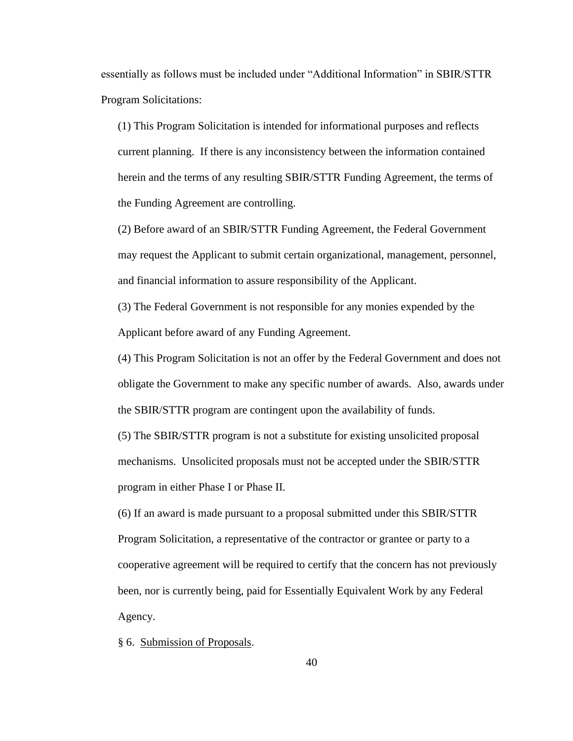essentially as follows must be included under "Additional Information" in SBIR/STTR Program Solicitations:

(1) This Program Solicitation is intended for informational purposes and reflects current planning. If there is any inconsistency between the information contained herein and the terms of any resulting SBIR/STTR Funding Agreement, the terms of the Funding Agreement are controlling.

(2) Before award of an SBIR/STTR Funding Agreement, the Federal Government may request the Applicant to submit certain organizational, management, personnel, and financial information to assure responsibility of the Applicant.

(3) The Federal Government is not responsible for any monies expended by the Applicant before award of any Funding Agreement.

(4) This Program Solicitation is not an offer by the Federal Government and does not obligate the Government to make any specific number of awards. Also, awards under the SBIR/STTR program are contingent upon the availability of funds.

(5) The SBIR/STTR program is not a substitute for existing unsolicited proposal mechanisms. Unsolicited proposals must not be accepted under the SBIR/STTR program in either Phase I or Phase II.

(6) If an award is made pursuant to a proposal submitted under this SBIR/STTR Program Solicitation, a representative of the contractor or grantee or party to a cooperative agreement will be required to certify that the concern has not previously been, nor is currently being, paid for Essentially Equivalent Work by any Federal Agency.

§ 6. <u>Submission of Proposals</u>.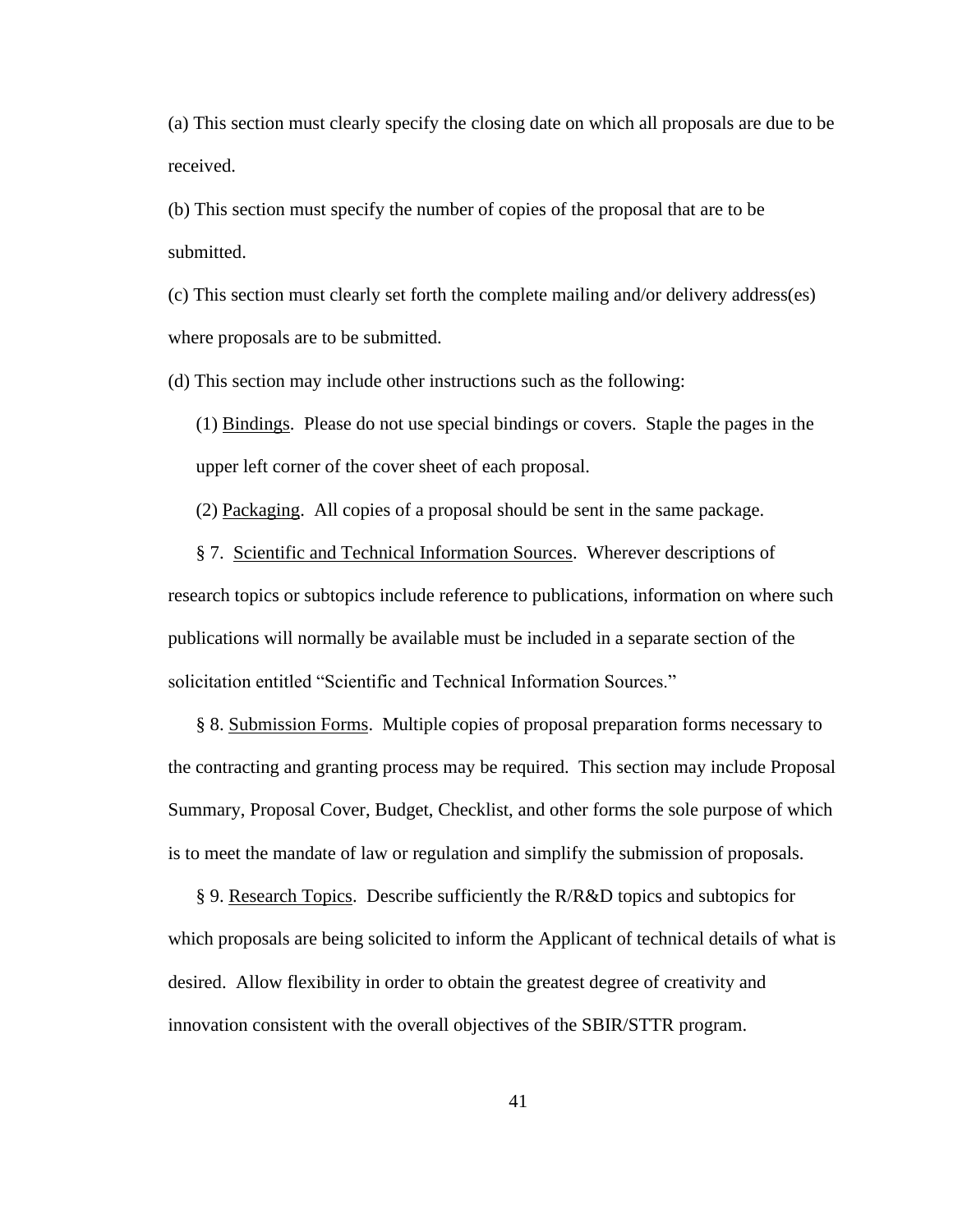(a) This section must clearly specify the closing date on which all proposals are due to be received.

(b) This section must specify the number of copies of the proposal that are to be submitted.

(c) This section must clearly set forth the complete mailing and/or delivery address(es) where proposals are to be submitted.

(d) This section may include other instructions such as the following:

(1) Bindings. Please do not use special bindings or covers. Staple the pages in the upper left corner of the cover sheet of each proposal.

(2) Packaging. All copies of a proposal should be sent in the same package.

§ 7. Scientific and Technical Information Sources. Wherever descriptions of research topics or subtopics include reference to publications, information on where such publications will normally be available must be included in a separate section of the solicitation entitled "Scientific and Technical Information Sources."

§ 8. Submission Forms. Multiple copies of proposal preparation forms necessary to the contracting and granting process may be required. This section may include Proposal Summary, Proposal Cover, Budget, Checklist, and other forms the sole purpose of which is to meet the mandate of law or regulation and simplify the submission of proposals.

§ 9. Research Topics. Describe sufficiently the R/R&D topics and subtopics for which proposals are being solicited to inform the Applicant of technical details of what is desired. Allow flexibility in order to obtain the greatest degree of creativity and innovation consistent with the overall objectives of the SBIR/STTR program.